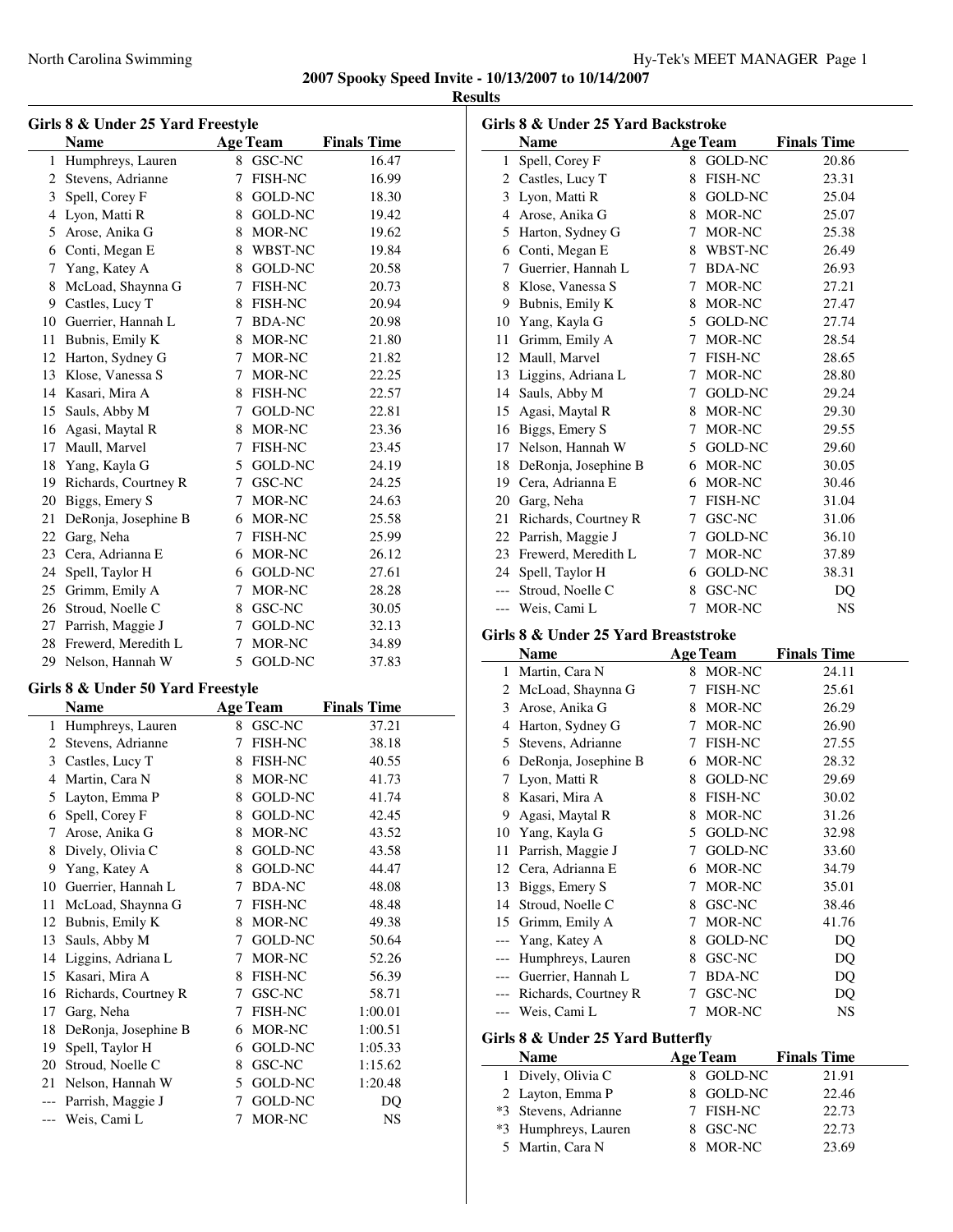**2007 Spooky Speed Invite - 10/13/2007 to 10/14/2007**

**Results**

### Girls 8 & Under 25 Yard Freestyle

| | Name | Age | Team | Finals Time |
|---|---|---|---|---|
| 1 | Humphreys, Lauren | 8 | GSC-NC | 16.47 |
| 2 | Stevens, Adrianne | 7 | FISH-NC | 16.99 |
| 3 | Spell, Corey F | 8 | GOLD-NC | 18.30 |
| 4 | Lyon, Matti R | 8 | GOLD-NC | 19.42 |
| 5 | Arose, Anika G | 8 | MOR-NC | 19.62 |
| 6 | Conti, Megan E | 8 | WBST-NC | 19.84 |
| 7 | Yang, Katey A | 8 | GOLD-NC | 20.58 |
| 8 | McLoad, Shaynna G | 7 | FISH-NC | 20.73 |
| 9 | Castles, Lucy T | 8 | FISH-NC | 20.94 |
| 10 | Guerrier, Hannah L | 7 | BDA-NC | 20.98 |
| 11 | Bubnis, Emily K | 8 | MOR-NC | 21.80 |
| 12 | Harton, Sydney G | 7 | MOR-NC | 21.82 |
| 13 | Klose, Vanessa S | 7 | MOR-NC | 22.25 |
| 14 | Kasari, Mira A | 8 | FISH-NC | 22.57 |
| 15 | Sauls, Abby M | 7 | GOLD-NC | 22.81 |
| 16 | Agasi, Maytal R | 8 | MOR-NC | 23.36 |
| 17 | Maull, Marvel | 7 | FISH-NC | 23.45 |
| 18 | Yang, Kayla G | 5 | GOLD-NC | 24.19 |
| 19 | Richards, Courtney R | 7 | GSC-NC | 24.25 |
| 20 | Biggs, Emery S | 7 | MOR-NC | 24.63 |
| 21 | DeRonja, Josephine B | 6 | MOR-NC | 25.58 |
| 22 | Garg, Neha | 7 | FISH-NC | 25.99 |
| 23 | Cera, Adrianna E | 6 | MOR-NC | 26.12 |
| 24 | Spell, Taylor H | 6 | GOLD-NC | 27.61 |
| 25 | Grimm, Emily A | 7 | MOR-NC | 28.28 |
| 26 | Stroud, Noelle C | 8 | GSC-NC | 30.05 |
| 27 | Parrish, Maggie J | 7 | GOLD-NC | 32.13 |
| 28 | Frewerd, Meredith L | 7 | MOR-NC | 34.89 |
| 29 | Nelson, Hannah W | 5 | GOLD-NC | 37.83 |

### Girls 8 & Under 50 Yard Freestyle

| | Name | Age | Team | Finals Time |
|---|---|---|---|---|
| 1 | Humphreys, Lauren | 8 | GSC-NC | 37.21 |
| 2 | Stevens, Adrianne | 7 | FISH-NC | 38.18 |
| 3 | Castles, Lucy T | 8 | FISH-NC | 40.55 |
| 4 | Martin, Cara N | 8 | MOR-NC | 41.73 |
| 5 | Layton, Emma P | 8 | GOLD-NC | 41.74 |
| 6 | Spell, Corey F | 8 | GOLD-NC | 42.45 |
| 7 | Arose, Anika G | 8 | MOR-NC | 43.52 |
| 8 | Dively, Olivia C | 8 | GOLD-NC | 43.58 |
| 9 | Yang, Katey A | 8 | GOLD-NC | 44.47 |
| 10 | Guerrier, Hannah L | 7 | BDA-NC | 48.08 |
| 11 | McLoad, Shaynna G | 7 | FISH-NC | 48.48 |
| 12 | Bubnis, Emily K | 8 | MOR-NC | 49.38 |
| 13 | Sauls, Abby M | 7 | GOLD-NC | 50.64 |
| 14 | Liggins, Adriana L | 7 | MOR-NC | 52.26 |
| 15 | Kasari, Mira A | 8 | FISH-NC | 56.39 |
| 16 | Richards, Courtney R | 7 | GSC-NC | 58.71 |
| 17 | Garg, Neha | 7 | FISH-NC | 1:00.01 |
| 18 | DeRonja, Josephine B | 6 | MOR-NC | 1:00.51 |
| 19 | Spell, Taylor H | 6 | GOLD-NC | 1:05.33 |
| 20 | Stroud, Noelle C | 8 | GSC-NC | 1:15.62 |
| 21 | Nelson, Hannah W | 5 | GOLD-NC | 1:20.48 |
| --- | Parrish, Maggie J | 7 | GOLD-NC | DQ |
| --- | Weis, Cami L | 7 | MOR-NC | NS |

### Girls 8 & Under 25 Yard Backstroke

| | Name | Age | Team | Finals Time |
|---|---|---|---|---|
| 1 | Spell, Corey F | 8 | GOLD-NC | 20.86 |
| 2 | Castles, Lucy T | 8 | FISH-NC | 23.31 |
| 3 | Lyon, Matti R | 8 | GOLD-NC | 25.04 |
| 4 | Arose, Anika G | 8 | MOR-NC | 25.07 |
| 5 | Harton, Sydney G | 7 | MOR-NC | 25.38 |
| 6 | Conti, Megan E | 8 | WBST-NC | 26.49 |
| 7 | Guerrier, Hannah L | 7 | BDA-NC | 26.93 |
| 8 | Klose, Vanessa S | 7 | MOR-NC | 27.21 |
| 9 | Bubnis, Emily K | 8 | MOR-NC | 27.47 |
| 10 | Yang, Kayla G | 5 | GOLD-NC | 27.74 |
| 11 | Grimm, Emily A | 7 | MOR-NC | 28.54 |
| 12 | Maull, Marvel | 7 | FISH-NC | 28.65 |
| 13 | Liggins, Adriana L | 7 | MOR-NC | 28.80 |
| 14 | Sauls, Abby M | 7 | GOLD-NC | 29.24 |
| 15 | Agasi, Maytal R | 8 | MOR-NC | 29.30 |
| 16 | Biggs, Emery S | 7 | MOR-NC | 29.55 |
| 17 | Nelson, Hannah W | 5 | GOLD-NC | 29.60 |
| 18 | DeRonja, Josephine B | 6 | MOR-NC | 30.05 |
| 19 | Cera, Adrianna E | 6 | MOR-NC | 30.46 |
| 20 | Garg, Neha | 7 | FISH-NC | 31.04 |
| 21 | Richards, Courtney R | 7 | GSC-NC | 31.06 |
| 22 | Parrish, Maggie J | 7 | GOLD-NC | 36.10 |
| 23 | Frewerd, Meredith L | 7 | MOR-NC | 37.89 |
| 24 | Spell, Taylor H | 6 | GOLD-NC | 38.31 |
| --- | Stroud, Noelle C | 8 | GSC-NC | DQ |
| --- | Weis, Cami L | 7 | MOR-NC | NS |

### Girls 8 & Under 25 Yard Breaststroke

| | Name | Age | Team | Finals Time |
|---|---|---|---|---|
| 1 | Martin, Cara N | 8 | MOR-NC | 24.11 |
| 2 | McLoad, Shaynna G | 7 | FISH-NC | 25.61 |
| 3 | Arose, Anika G | 8 | MOR-NC | 26.29 |
| 4 | Harton, Sydney G | 7 | MOR-NC | 26.90 |
| 5 | Stevens, Adrianne | 7 | FISH-NC | 27.55 |
| 6 | DeRonja, Josephine B | 6 | MOR-NC | 28.32 |
| 7 | Lyon, Matti R | 8 | GOLD-NC | 29.69 |
| 8 | Kasari, Mira A | 8 | FISH-NC | 30.02 |
| 9 | Agasi, Maytal R | 8 | MOR-NC | 31.26 |
| 10 | Yang, Kayla G | 5 | GOLD-NC | 32.98 |
| 11 | Parrish, Maggie J | 7 | GOLD-NC | 33.60 |
| 12 | Cera, Adrianna E | 6 | MOR-NC | 34.79 |
| 13 | Biggs, Emery S | 7 | MOR-NC | 35.01 |
| 14 | Stroud, Noelle C | 8 | GSC-NC | 38.46 |
| 15 | Grimm, Emily A | 7 | MOR-NC | 41.76 |
| --- | Yang, Katey A | 8 | GOLD-NC | DQ |
| --- | Humphreys, Lauren | 8 | GSC-NC | DQ |
| --- | Guerrier, Hannah L | 7 | BDA-NC | DQ |
| --- | Richards, Courtney R | 7 | GSC-NC | DQ |
| --- | Weis, Cami L | 7 | MOR-NC | NS |

### Girls 8 & Under 25 Yard Butterfly

| | Name | Age | Team | Finals Time |
|---|---|---|---|---|
| 1 | Dively, Olivia C | 8 | GOLD-NC | 21.91 |
| 2 | Layton, Emma P | 8 | GOLD-NC | 22.46 |
| *3 | Stevens, Adrianne | 7 | FISH-NC | 22.73 |
| *3 | Humphreys, Lauren | 8 | GSC-NC | 22.73 |
| 5 | Martin, Cara N | 8 | MOR-NC | 23.69 |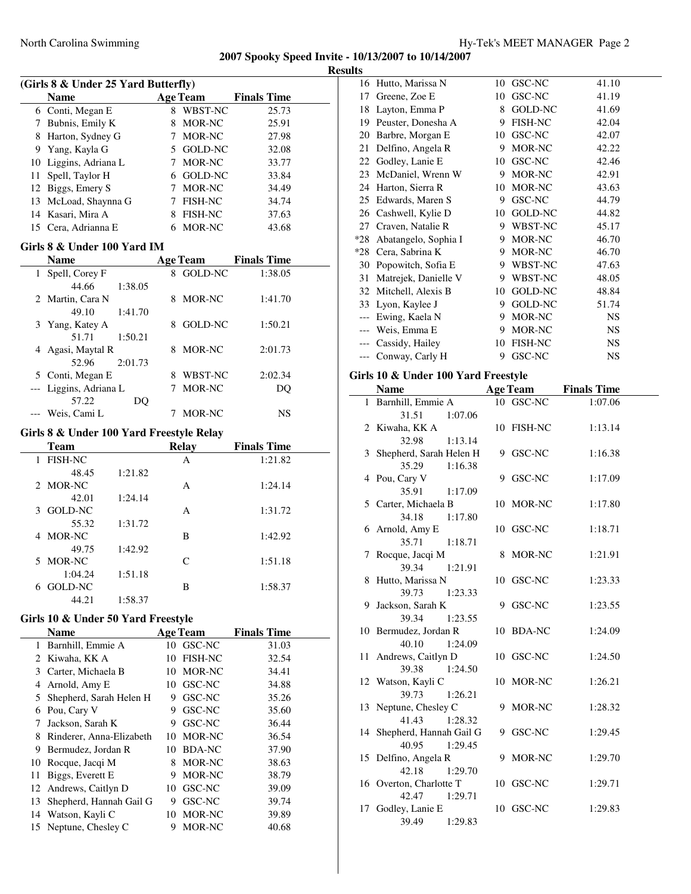**2007 Spooky Speed Invite - 10/13/2007 to 10/14/2007**

**Results**

### (Girls 8 & Under 25 Yard Butterfly)

| | Name | Age | Team | Finals Time |
|---|---|---|---|---|
| 6 | Conti, Megan E | 8 | WBST-NC | 25.73 |
| 7 | Bubnis, Emily K | 8 | MOR-NC | 25.91 |
| 8 | Harton, Sydney G | 7 | MOR-NC | 27.98 |
| 9 | Yang, Kayla G | 5 | GOLD-NC | 32.08 |
| 10 | Liggins, Adriana L | 7 | MOR-NC | 33.77 |
| 11 | Spell, Taylor H | 6 | GOLD-NC | 33.84 |
| 12 | Biggs, Emery S | 7 | MOR-NC | 34.49 |
| 13 | McLoad, Shaynna G | 7 | FISH-NC | 34.74 |
| 14 | Kasari, Mira A | 8 | FISH-NC | 37.63 |
| 15 | Cera, Adrianna E | 6 | MOR-NC | 43.68 |

### Girls 8 & Under 100 Yard IM

| | Name | Age | Team | Finals Time |
|---|---|---|---|---|
| 1 | Spell, Corey F | 8 | GOLD-NC | 1:38.05 |
| | 44.66 1:38.05 | | | |
| 2 | Martin, Cara N | 8 | MOR-NC | 1:41.70 |
| | 49.10 1:41.70 | | | |
| 3 | Yang, Katey A | 8 | GOLD-NC | 1:50.21 |
| | 51.71 1:50.21 | | | |
| 4 | Agasi, Maytal R | 8 | MOR-NC | 2:01.73 |
| | 52.96 2:01.73 | | | |
| 5 | Conti, Megan E | 8 | WBST-NC | 2:02.34 |
| --- | Liggins, Adriana L | 7 | MOR-NC | DQ |
| | 57.22 DQ | | | |
| --- | Weis, Cami L | 7 | MOR-NC | NS |

### Girls 8 & Under 100 Yard Freestyle Relay

| | Team | Relay | Finals Time |
|---|---|---|---|
| 1 | FISH-NC | A | 1:21.82 |
| | 48.45 1:21.82 | | |
| 2 | MOR-NC | A | 1:24.14 |
| | 42.01 1:24.14 | | |
| 3 | GOLD-NC | A | 1:31.72 |
| | 55.32 1:31.72 | | |
| 4 | MOR-NC | B | 1:42.92 |
| | 49.75 1:42.92 | | |
| 5 | MOR-NC | C | 1:51.18 |
| | 1:04.24 1:51.18 | | |
| 6 | GOLD-NC | B | 1:58.37 |
| | 44.21 1:58.37 | | |

### Girls 10 & Under 50 Yard Freestyle

| | Name | Age | Team | Finals Time |
|---|---|---|---|---|
| 1 | Barnhill, Emmie A | 10 | GSC-NC | 31.03 |
| 2 | Kiwaha, KK A | 10 | FISH-NC | 32.54 |
| 3 | Carter, Michaela B | 10 | MOR-NC | 34.41 |
| 4 | Arnold, Amy E | 10 | GSC-NC | 34.88 |
| 5 | Shepherd, Sarah Helen H | 9 | GSC-NC | 35.26 |
| 6 | Pou, Cary V | 9 | GSC-NC | 35.60 |
| 7 | Jackson, Sarah K | 9 | GSC-NC | 36.44 |
| 8 | Rinderer, Anna-Elizabeth | 10 | MOR-NC | 36.54 |
| 9 | Bermudez, Jordan R | 10 | BDA-NC | 37.90 |
| 10 | Rocque, Jacqi M | 8 | MOR-NC | 38.63 |
| 11 | Biggs, Everett E | 9 | MOR-NC | 38.79 |
| 12 | Andrews, Caitlyn D | 10 | GSC-NC | 39.09 |
| 13 | Shepherd, Hannah Gail G | 9 | GSC-NC | 39.74 |
| 14 | Watson, Kayli C | 10 | MOR-NC | 39.89 |
| 15 | Neptune, Chesley C | 9 | MOR-NC | 40.68 |
| 16 | Hutto, Marissa N | 10 | GSC-NC | 41.10 |
| 17 | Greene, Zoe E | 10 | GSC-NC | 41.19 |
| 18 | Layton, Emma P | 8 | GOLD-NC | 41.69 |
| 19 | Peuster, Donesha A | 9 | FISH-NC | 42.04 |
| 20 | Barbre, Morgan E | 10 | GSC-NC | 42.07 |
| 21 | Delfino, Angela R | 9 | MOR-NC | 42.22 |
| 22 | Godley, Lanie E | 10 | GSC-NC | 42.46 |
| 23 | McDaniel, Wrenn W | 9 | MOR-NC | 42.91 |
| 24 | Harton, Sierra R | 10 | MOR-NC | 43.63 |
| 25 | Edwards, Maren S | 9 | GSC-NC | 44.79 |
| 26 | Cashwell, Kylie D | 10 | GOLD-NC | 44.82 |
| 27 | Craven, Natalie R | 9 | WBST-NC | 45.17 |
| *28 | Abatangelo, Sophia I | 9 | MOR-NC | 46.70 |
| *28 | Cera, Sabrina K | 9 | MOR-NC | 46.70 |
| 30 | Popowitch, Sofia E | 9 | WBST-NC | 47.63 |
| 31 | Matrejek, Danielle V | 9 | WBST-NC | 48.05 |
| 32 | Mitchell, Alexis B | 10 | GOLD-NC | 48.84 |
| 33 | Lyon, Kaylee J | 9 | GOLD-NC | 51.74 |
| --- | Ewing, Kaela N | 9 | MOR-NC | NS |
| --- | Weis, Emma E | 9 | MOR-NC | NS |
| --- | Cassidy, Hailey | 10 | FISH-NC | NS |
| --- | Conway, Carly H | 9 | GSC-NC | NS |

### Girls 10 & Under 100 Yard Freestyle

| | Name | Age | Team | Finals Time |
|---|---|---|---|---|
| 1 | Barnhill, Emmie A | 10 | GSC-NC | 1:07.06 |
| | 31.51 1:07.06 | | | |
| 2 | Kiwaha, KK A | 10 | FISH-NC | 1:13.14 |
| | 32.98 1:13.14 | | | |
| 3 | Shepherd, Sarah Helen H | 9 | GSC-NC | 1:16.38 |
| | 35.29 1:16.38 | | | |
| 4 | Pou, Cary V | 9 | GSC-NC | 1:17.09 |
| | 35.91 1:17.09 | | | |
| 5 | Carter, Michaela B | 10 | MOR-NC | 1:17.80 |
| | 34.18 1:17.80 | | | |
| 6 | Arnold, Amy E | 10 | GSC-NC | 1:18.71 |
| | 35.71 1:18.71 | | | |
| 7 | Rocque, Jacqi M | 8 | MOR-NC | 1:21.91 |
| | 39.34 1:21.91 | | | |
| 8 | Hutto, Marissa N | 10 | GSC-NC | 1:23.33 |
| | 39.73 1:23.33 | | | |
| 9 | Jackson, Sarah K | 9 | GSC-NC | 1:23.55 |
| | 39.34 1:23.55 | | | |
| 10 | Bermudez, Jordan R | 10 | BDA-NC | 1:24.09 |
| | 40.10 1:24.09 | | | |
| 11 | Andrews, Caitlyn D | 10 | GSC-NC | 1:24.50 |
| | 39.38 1:24.50 | | | |
| 12 | Watson, Kayli C | 10 | MOR-NC | 1:26.21 |
| | 39.73 1:26.21 | | | |
| 13 | Neptune, Chesley C | 9 | MOR-NC | 1:28.32 |
| | 41.43 1:28.32 | | | |
| 14 | Shepherd, Hannah Gail G | 9 | GSC-NC | 1:29.45 |
| | 40.95 1:29.45 | | | |
| 15 | Delfino, Angela R | 9 | MOR-NC | 1:29.70 |
| | 42.18 1:29.70 | | | |
| 16 | Overton, Charlotte T | 10 | GSC-NC | 1:29.71 |
| | 42.47 1:29.71 | | | |
| 17 | Godley, Lanie E | 10 | GSC-NC | 1:29.83 |
| | 39.49 1:29.83 | | | |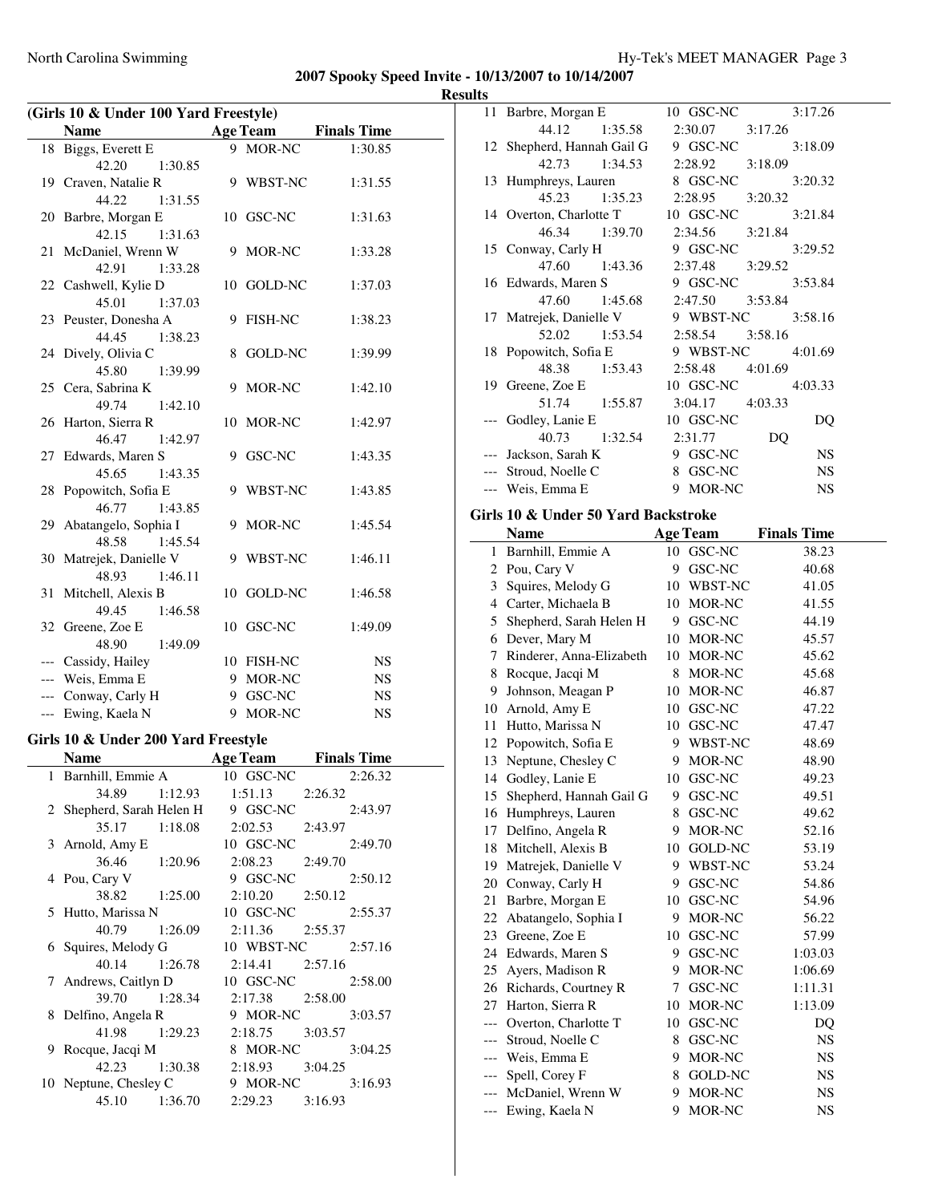## 2007 Spooky Speed Invite - 10/13/2007 to 10/14/2007

### Results

### (Girls 10 & Under 100 Yard Freestyle)

| | Name | Age | Team | Finals Time |
|---|---|---|---|---|
| 18 | Biggs, Everett E | 9 | MOR-NC | 1:30.85 |
| | 42.20 1:30.85 | | | |
| 19 | Craven, Natalie R | 9 | WBST-NC | 1:31.55 |
| | 44.22 1:31.55 | | | |
| 20 | Barbre, Morgan E | 10 | GSC-NC | 1:31.63 |
| | 42.15 1:31.63 | | | |
| 21 | McDaniel, Wrenn W | 9 | MOR-NC | 1:33.28 |
| | 42.91 1:33.28 | | | |
| 22 | Cashwell, Kylie D | 10 | GOLD-NC | 1:37.03 |
| | 45.01 1:37.03 | | | |
| 23 | Peuster, Donesha A | 9 | FISH-NC | 1:38.23 |
| | 44.45 1:38.23 | | | |
| 24 | Dively, Olivia C | 8 | GOLD-NC | 1:39.99 |
| | 45.80 1:39.99 | | | |
| 25 | Cera, Sabrina K | 9 | MOR-NC | 1:42.10 |
| | 49.74 1:42.10 | | | |
| 26 | Harton, Sierra R | 10 | MOR-NC | 1:42.97 |
| | 46.47 1:42.97 | | | |
| 27 | Edwards, Maren S | 9 | GSC-NC | 1:43.35 |
| | 45.65 1:43.35 | | | |
| 28 | Popowitch, Sofia E | 9 | WBST-NC | 1:43.85 |
| | 46.77 1:43.85 | | | |
| 29 | Abatangelo, Sophia I | 9 | MOR-NC | 1:45.54 |
| | 48.58 1:45.54 | | | |
| 30 | Matrejek, Danielle V | 9 | WBST-NC | 1:46.11 |
| | 48.93 1:46.11 | | | |
| 31 | Mitchell, Alexis B | 10 | GOLD-NC | 1:46.58 |
| | 49.45 1:46.58 | | | |
| 32 | Greene, Zoe E | 10 | GSC-NC | 1:49.09 |
| | 48.90 1:49.09 | | | |
| --- | Cassidy, Hailey | 10 | FISH-NC | NS |
| --- | Weis, Emma E | 9 | MOR-NC | NS |
| --- | Conway, Carly H | 9 | GSC-NC | NS |
| --- | Ewing, Kaela N | 9 | MOR-NC | NS |

### Girls 10 & Under 200 Yard Freestyle

| | Name | Age | Team | Finals Time |
|---|---|---|---|---|
| 1 | Barnhill, Emmie A | 10 | GSC-NC | 2:26.32 |
| | 34.89 1:12.93 | 1:51.13 | 2:26.32 | |
| 2 | Shepherd, Sarah Helen H | 9 | GSC-NC | 2:43.97 |
| | 35.17 1:18.08 | 2:02.53 | 2:43.97 | |
| 3 | Arnold, Amy E | 10 | GSC-NC | 2:49.70 |
| | 36.46 1:20.96 | 2:08.23 | 2:49.70 | |
| 4 | Pou, Cary V | 9 | GSC-NC | 2:50.12 |
| | 38.82 1:25.00 | 2:10.20 | 2:50.12 | |
| 5 | Hutto, Marissa N | 10 | GSC-NC | 2:55.37 |
| | 40.79 1:26.09 | 2:11.36 | 2:55.37 | |
| 6 | Squires, Melody G | 10 | WBST-NC | 2:57.16 |
| | 40.14 1:26.78 | 2:14.41 | 2:57.16 | |
| 7 | Andrews, Caitlyn D | 10 | GSC-NC | 2:58.00 |
| | 39.70 1:28.34 | 2:17.38 | 2:58.00 | |
| 8 | Delfino, Angela R | 9 | MOR-NC | 3:03.57 |
| | 41.98 1:29.23 | 2:18.75 | 3:03.57 | |
| 9 | Rocque, Jacqi M | 8 | MOR-NC | 3:04.25 |
| | 42.23 1:30.38 | 2:18.93 | 3:04.25 | |
| 10 | Neptune, Chesley C | 9 | MOR-NC | 3:16.93 |
| | 45.10 1:36.70 | 2:29.23 | 3:16.93 | |
| 11 | Barbre, Morgan E | 10 | GSC-NC | 3:17.26 |
| | 44.12 1:35.58 | 2:30.07 | 3:17.26 | |
| 12 | Shepherd, Hannah Gail G | 9 | GSC-NC | 3:18.09 |
| | 42.73 1:34.53 | 2:28.92 | 3:18.09 | |
| 13 | Humphreys, Lauren | 8 | GSC-NC | 3:20.32 |
| | 45.23 1:35.23 | 2:28.95 | 3:20.32 | |
| 14 | Overton, Charlotte T | 10 | GSC-NC | 3:21.84 |
| | 46.34 1:39.70 | 2:34.56 | 3:21.84 | |
| 15 | Conway, Carly H | 9 | GSC-NC | 3:29.52 |
| | 47.60 1:43.36 | 2:37.48 | 3:29.52 | |
| 16 | Edwards, Maren S | 9 | GSC-NC | 3:53.84 |
| | 47.60 1:45.68 | 2:47.50 | 3:53.84 | |
| 17 | Matrejek, Danielle V | 9 | WBST-NC | 3:58.16 |
| | 52.02 1:53.54 | 2:58.54 | 3:58.16 | |
| 18 | Popowitch, Sofia E | 9 | WBST-NC | 4:01.69 |
| | 48.38 1:53.43 | 2:58.48 | 4:01.69 | |
| 19 | Greene, Zoe E | 10 | GSC-NC | 4:03.33 |
| | 51.74 1:55.87 | 3:04.17 | 4:03.33 | |
| --- | Godley, Lanie E | 10 | GSC-NC | DQ |
| | 40.73 1:32.54 | 2:31.77 | DQ | |
| --- | Jackson, Sarah K | 9 | GSC-NC | NS |
| --- | Stroud, Noelle C | 8 | GSC-NC | NS |
| --- | Weis, Emma E | 9 | MOR-NC | NS |

### Girls 10 & Under 50 Yard Backstroke

| | Name | Age | Team | Finals Time |
|---|---|---|---|---|
| 1 | Barnhill, Emmie A | 10 | GSC-NC | 38.23 |
| 2 | Pou, Cary V | 9 | GSC-NC | 40.68 |
| 3 | Squires, Melody G | 10 | WBST-NC | 41.05 |
| 4 | Carter, Michaela B | 10 | MOR-NC | 41.55 |
| 5 | Shepherd, Sarah Helen H | 9 | GSC-NC | 44.19 |
| 6 | Dever, Mary M | 10 | MOR-NC | 45.57 |
| 7 | Rinderer, Anna-Elizabeth | 10 | MOR-NC | 45.62 |
| 8 | Rocque, Jacqi M | 8 | MOR-NC | 45.68 |
| 9 | Johnson, Meagan P | 10 | MOR-NC | 46.87 |
| 10 | Arnold, Amy E | 10 | GSC-NC | 47.22 |
| 11 | Hutto, Marissa N | 10 | GSC-NC | 47.47 |
| 12 | Popowitch, Sofia E | 9 | WBST-NC | 48.69 |
| 13 | Neptune, Chesley C | 9 | MOR-NC | 48.90 |
| 14 | Godley, Lanie E | 10 | GSC-NC | 49.23 |
| 15 | Shepherd, Hannah Gail G | 9 | GSC-NC | 49.51 |
| 16 | Humphreys, Lauren | 8 | GSC-NC | 49.62 |
| 17 | Delfino, Angela R | 9 | MOR-NC | 52.16 |
| 18 | Mitchell, Alexis B | 10 | GOLD-NC | 53.19 |
| 19 | Matrejek, Danielle V | 9 | WBST-NC | 53.24 |
| 20 | Conway, Carly H | 9 | GSC-NC | 54.86 |
| 21 | Barbre, Morgan E | 10 | GSC-NC | 54.96 |
| 22 | Abatangelo, Sophia I | 9 | MOR-NC | 56.22 |
| 23 | Greene, Zoe E | 10 | GSC-NC | 57.99 |
| 24 | Edwards, Maren S | 9 | GSC-NC | 1:03.03 |
| 25 | Ayers, Madison R | 9 | MOR-NC | 1:06.69 |
| 26 | Richards, Courtney R | 7 | GSC-NC | 1:11.31 |
| 27 | Harton, Sierra R | 10 | MOR-NC | 1:13.09 |
| --- | Overton, Charlotte T | 10 | GSC-NC | DQ |
| --- | Stroud, Noelle C | 8 | GSC-NC | NS |
| --- | Weis, Emma E | 9 | MOR-NC | NS |
| --- | Spell, Corey F | 8 | GOLD-NC | NS |
| --- | McDaniel, Wrenn W | 9 | MOR-NC | NS |
| --- | Ewing, Kaela N | 9 | MOR-NC | NS |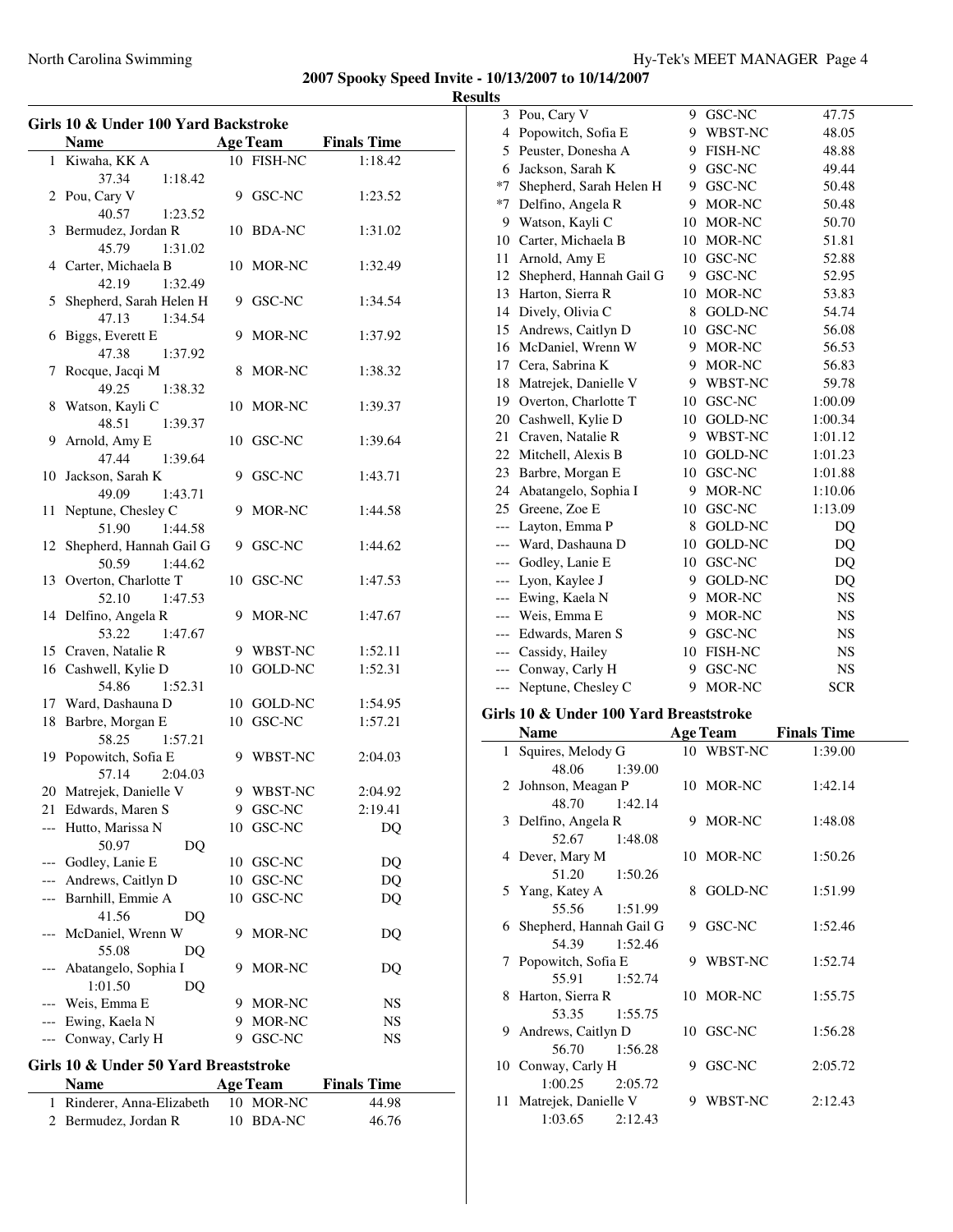# 2007 Spooky Speed Invite - 10/13/2007 to 10/14/2007

## Results

### Girls 10 & Under 100 Yard Backstroke

| | Name | Age | Team | Finals Time |
|---|---|---|---|---|
| 1 | Kiwaha, KK A | 10 | FISH-NC | 1:18.42 |
| | 37.34 1:18.42 | | | |
| 2 | Pou, Cary V | 9 | GSC-NC | 1:23.52 |
| | 40.57 1:23.52 | | | |
| 3 | Bermudez, Jordan R | 10 | BDA-NC | 1:31.02 |
| | 45.79 1:31.02 | | | |
| 4 | Carter, Michaela B | 10 | MOR-NC | 1:32.49 |
| | 42.19 1:32.49 | | | |
| 5 | Shepherd, Sarah Helen H | 9 | GSC-NC | 1:34.54 |
| | 47.13 1:34.54 | | | |
| 6 | Biggs, Everett E | 9 | MOR-NC | 1:37.92 |
| | 47.38 1:37.92 | | | |
| 7 | Rocque, Jacqi M | 8 | MOR-NC | 1:38.32 |
| | 49.25 1:38.32 | | | |
| 8 | Watson, Kayli C | 10 | MOR-NC | 1:39.37 |
| | 48.51 1:39.37 | | | |
| 9 | Arnold, Amy E | 10 | GSC-NC | 1:39.64 |
| | 47.44 1:39.64 | | | |
| 10 | Jackson, Sarah K | 9 | GSC-NC | 1:43.71 |
| | 49.09 1:43.71 | | | |
| 11 | Neptune, Chesley C | 9 | MOR-NC | 1:44.58 |
| | 51.90 1:44.58 | | | |
| 12 | Shepherd, Hannah Gail G | 9 | GSC-NC | 1:44.62 |
| | 50.59 1:44.62 | | | |
| 13 | Overton, Charlotte T | 10 | GSC-NC | 1:47.53 |
| | 52.10 1:47.53 | | | |
| 14 | Delfino, Angela R | 9 | MOR-NC | 1:47.67 |
| | 53.22 1:47.67 | | | |
| 15 | Craven, Natalie R | 9 | WBST-NC | 1:52.11 |
| 16 | Cashwell, Kylie D | 10 | GOLD-NC | 1:52.31 |
| | 54.86 1:52.31 | | | |
| 17 | Ward, Dashauna D | 10 | GOLD-NC | 1:54.95 |
| 18 | Barbre, Morgan E | 10 | GSC-NC | 1:57.21 |
| | 58.25 1:57.21 | | | |
| 19 | Popowitch, Sofia E | 9 | WBST-NC | 2:04.03 |
| | 57.14 2:04.03 | | | |
| 20 | Matrejek, Danielle V | 9 | WBST-NC | 2:04.92 |
| 21 | Edwards, Maren S | 9 | GSC-NC | 2:19.41 |
| --- | Hutto, Marissa N | 10 | GSC-NC | DQ |
| | 50.97 DQ | | | |
| --- | Godley, Lanie E | 10 | GSC-NC | DQ |
| --- | Andrews, Caitlyn D | 10 | GSC-NC | DQ |
| --- | Barnhill, Emmie A | 10 | GSC-NC | DQ |
| | 41.56 DQ | | | |
| --- | McDaniel, Wrenn W | 9 | MOR-NC | DQ |
| | 55.08 DQ | | | |
| --- | Abatangelo, Sophia I | 9 | MOR-NC | DQ |
| | 1:01.50 DQ | | | |
| --- | Weis, Emma E | 9 | MOR-NC | NS |
| --- | Ewing, Kaela N | 9 | MOR-NC | NS |
| --- | Conway, Carly H | 9 | GSC-NC | NS |

### Girls 10 & Under 50 Yard Breaststroke

| | Name | Age | Team | Finals Time |
|---|---|---|---|---|
| 1 | Rinderer, Anna-Elizabeth | 10 | MOR-NC | 44.98 |
| 2 | Bermudez, Jordan R | 10 | BDA-NC | 46.76 |
| 3 | Pou, Cary V | 9 | GSC-NC | 47.75 |
| 4 | Popowitch, Sofia E | 9 | WBST-NC | 48.05 |
| 5 | Peuster, Donesha A | 9 | FISH-NC | 48.88 |
| 6 | Jackson, Sarah K | 9 | GSC-NC | 49.44 |
| *7 | Shepherd, Sarah Helen H | 9 | GSC-NC | 50.48 |
| *7 | Delfino, Angela R | 9 | MOR-NC | 50.48 |
| 9 | Watson, Kayli C | 10 | MOR-NC | 50.70 |
| 10 | Carter, Michaela B | 10 | MOR-NC | 51.81 |
| 11 | Arnold, Amy E | 10 | GSC-NC | 52.88 |
| 12 | Shepherd, Hannah Gail G | 9 | GSC-NC | 52.95 |
| 13 | Harton, Sierra R | 10 | MOR-NC | 53.83 |
| 14 | Dively, Olivia C | 8 | GOLD-NC | 54.74 |
| 15 | Andrews, Caitlyn D | 10 | GSC-NC | 56.08 |
| 16 | McDaniel, Wrenn W | 9 | MOR-NC | 56.53 |
| 17 | Cera, Sabrina K | 9 | MOR-NC | 56.83 |
| 18 | Matrejek, Danielle V | 9 | WBST-NC | 59.78 |
| 19 | Overton, Charlotte T | 10 | GSC-NC | 1:00.09 |
| 20 | Cashwell, Kylie D | 10 | GOLD-NC | 1:00.34 |
| 21 | Craven, Natalie R | 9 | WBST-NC | 1:01.12 |
| 22 | Mitchell, Alexis B | 10 | GOLD-NC | 1:01.23 |
| 23 | Barbre, Morgan E | 10 | GSC-NC | 1:01.88 |
| 24 | Abatangelo, Sophia I | 9 | MOR-NC | 1:10.06 |
| 25 | Greene, Zoe E | 10 | GSC-NC | 1:13.09 |
| --- | Layton, Emma P | 8 | GOLD-NC | DQ |
| --- | Ward, Dashauna D | 10 | GOLD-NC | DQ |
| --- | Godley, Lanie E | 10 | GSC-NC | DQ |
| --- | Lyon, Kaylee J | 9 | GOLD-NC | DQ |
| --- | Ewing, Kaela N | 9 | MOR-NC | NS |
| --- | Weis, Emma E | 9 | MOR-NC | NS |
| --- | Edwards, Maren S | 9 | GSC-NC | NS |
| --- | Cassidy, Hailey | 10 | FISH-NC | NS |
| --- | Conway, Carly H | 9 | GSC-NC | NS |
| --- | Neptune, Chesley C | 9 | MOR-NC | SCR |

### Girls 10 & Under 100 Yard Breaststroke

| | Name | Age | Team | Finals Time |
|---|---|---|---|---|
| 1 | Squires, Melody G | 10 | WBST-NC | 1:39.00 |
| | 48.06 1:39.00 | | | |
| 2 | Johnson, Meagan P | 10 | MOR-NC | 1:42.14 |
| | 48.70 1:42.14 | | | |
| 3 | Delfino, Angela R | 9 | MOR-NC | 1:48.08 |
| | 52.67 1:48.08 | | | |
| 4 | Dever, Mary M | 10 | MOR-NC | 1:50.26 |
| | 51.20 1:50.26 | | | |
| 5 | Yang, Katey A | 8 | GOLD-NC | 1:51.99 |
| | 55.56 1:51.99 | | | |
| 6 | Shepherd, Hannah Gail G | 9 | GSC-NC | 1:52.46 |
| | 54.39 1:52.46 | | | |
| 7 | Popowitch, Sofia E | 9 | WBST-NC | 1:52.74 |
| | 55.91 1:52.74 | | | |
| 8 | Harton, Sierra R | 10 | MOR-NC | 1:55.75 |
| | 53.35 1:55.75 | | | |
| 9 | Andrews, Caitlyn D | 10 | GSC-NC | 1:56.28 |
| | 56.70 1:56.28 | | | |
| 10 | Conway, Carly H | 9 | GSC-NC | 2:05.72 |
| | 1:00.25 2:05.72 | | | |
| 11 | Matrejek, Danielle V | 9 | WBST-NC | 2:12.43 |
| | 1:03.65 2:12.43 | | | |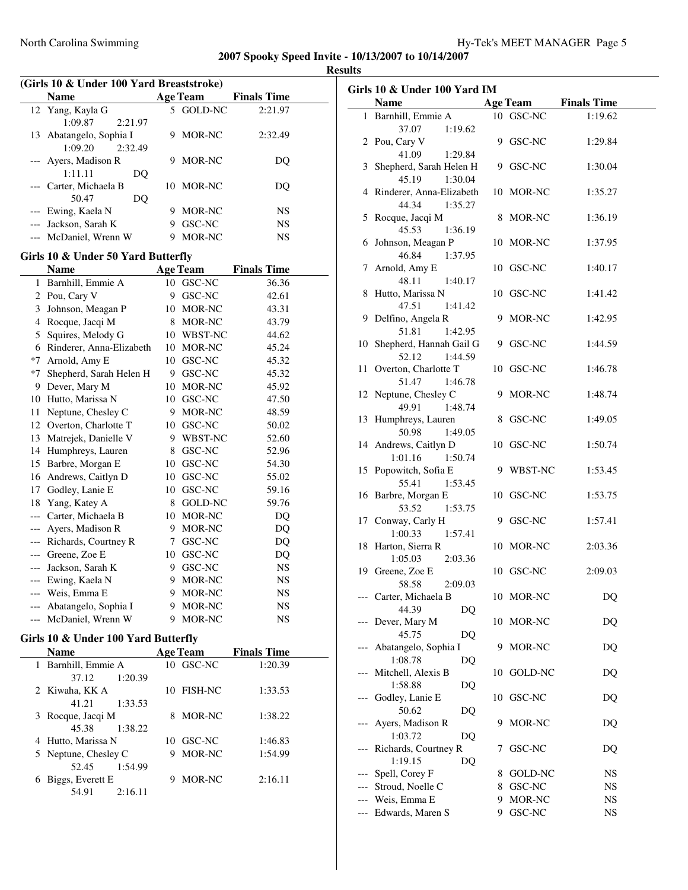**2007 Spooky Speed Invite - 10/13/2007 to 10/14/2007**

**Results**

### (Girls 10 & Under 100 Yard Breaststroke)

| | Name | Age | Team | Finals Time |
|---|---|---|---|---|
| 12 | Yang, Kayla G | 5 | GOLD-NC | 2:21.97 |
| | 1:09.87 2:21.97 | | | |
| 13 | Abatangelo, Sophia I | 9 | MOR-NC | 2:32.49 |
| | 1:09.20 2:32.49 | | | |
| --- | Ayers, Madison R | 9 | MOR-NC | DQ |
| | 1:11.11 DQ | | | |
| --- | Carter, Michaela B | 10 | MOR-NC | DQ |
| | 50.47 DQ | | | |
| --- | Ewing, Kaela N | 9 | MOR-NC | NS |
| --- | Jackson, Sarah K | 9 | GSC-NC | NS |
| --- | McDaniel, Wrenn W | 9 | MOR-NC | NS |

### Girls 10 & Under 50 Yard Butterfly

| | Name | Age | Team | Finals Time |
|---|---|---|---|---|
| 1 | Barnhill, Emmie A | 10 | GSC-NC | 36.36 |
| 2 | Pou, Cary V | 9 | GSC-NC | 42.61 |
| 3 | Johnson, Meagan P | 10 | MOR-NC | 43.31 |
| 4 | Rocque, Jacqi M | 8 | MOR-NC | 43.79 |
| 5 | Squires, Melody G | 10 | WBST-NC | 44.62 |
| 6 | Rinderer, Anna-Elizabeth | 10 | MOR-NC | 45.24 |
| *7 | Arnold, Amy E | 10 | GSC-NC | 45.32 |
| *7 | Shepherd, Sarah Helen H | 9 | GSC-NC | 45.32 |
| 9 | Dever, Mary M | 10 | MOR-NC | 45.92 |
| 10 | Hutto, Marissa N | 10 | GSC-NC | 47.50 |
| 11 | Neptune, Chesley C | 9 | MOR-NC | 48.59 |
| 12 | Overton, Charlotte T | 10 | GSC-NC | 50.02 |
| 13 | Matrejek, Danielle V | 9 | WBST-NC | 52.60 |
| 14 | Humphreys, Lauren | 8 | GSC-NC | 52.96 |
| 15 | Barbre, Morgan E | 10 | GSC-NC | 54.30 |
| 16 | Andrews, Caitlyn D | 10 | GSC-NC | 55.02 |
| 17 | Godley, Lanie E | 10 | GSC-NC | 59.16 |
| 18 | Yang, Katey A | 8 | GOLD-NC | 59.76 |
| --- | Carter, Michaela B | 10 | MOR-NC | DQ |
| --- | Ayers, Madison R | 9 | MOR-NC | DQ |
| --- | Richards, Courtney R | 7 | GSC-NC | DQ |
| --- | Greene, Zoe E | 10 | GSC-NC | DQ |
| --- | Jackson, Sarah K | 9 | GSC-NC | NS |
| --- | Ewing, Kaela N | 9 | MOR-NC | NS |
| --- | Weis, Emma E | 9 | MOR-NC | NS |
| --- | Abatangelo, Sophia I | 9 | MOR-NC | NS |
| --- | McDaniel, Wrenn W | 9 | MOR-NC | NS |

### Girls 10 & Under 100 Yard Butterfly

| | Name | Age | Team | Finals Time |
|---|---|---|---|---|
| 1 | Barnhill, Emmie A | 10 | GSC-NC | 1:20.39 |
| | 37.12 1:20.39 | | | |
| 2 | Kiwaha, KK A | 10 | FISH-NC | 1:33.53 |
| | 41.21 1:33.53 | | | |
| 3 | Rocque, Jacqi M | 8 | MOR-NC | 1:38.22 |
| | 45.38 1:38.22 | | | |
| 4 | Hutto, Marissa N | 10 | GSC-NC | 1:46.83 |
| 5 | Neptune, Chesley C | 9 | MOR-NC | 1:54.99 |
| | 52.45 1:54.99 | | | |
| 6 | Biggs, Everett E | 9 | MOR-NC | 2:16.11 |
| | 54.91 2:16.11 | | | |

### Girls 10 & Under 100 Yard IM

| | Name | Age | Team | Finals Time |
|---|---|---|---|---|
| 1 | Barnhill, Emmie A | 10 | GSC-NC | 1:19.62 |
| | 37.07 1:19.62 | | | |
| 2 | Pou, Cary V | 9 | GSC-NC | 1:29.84 |
| | 41.09 1:29.84 | | | |
| 3 | Shepherd, Sarah Helen H | 9 | GSC-NC | 1:30.04 |
| | 45.19 1:30.04 | | | |
| 4 | Rinderer, Anna-Elizabeth | 10 | MOR-NC | 1:35.27 |
| | 44.34 1:35.27 | | | |
| 5 | Rocque, Jacqi M | 8 | MOR-NC | 1:36.19 |
| | 45.53 1:36.19 | | | |
| 6 | Johnson, Meagan P | 10 | MOR-NC | 1:37.95 |
| | 46.84 1:37.95 | | | |
| 7 | Arnold, Amy E | 10 | GSC-NC | 1:40.17 |
| | 48.11 1:40.17 | | | |
| 8 | Hutto, Marissa N | 10 | GSC-NC | 1:41.42 |
| | 47.51 1:41.42 | | | |
| 9 | Delfino, Angela R | 9 | MOR-NC | 1:42.95 |
| | 51.81 1:42.95 | | | |
| 10 | Shepherd, Hannah Gail G | 9 | GSC-NC | 1:44.59 |
| | 52.12 1:44.59 | | | |
| 11 | Overton, Charlotte T | 10 | GSC-NC | 1:46.78 |
| | 51.47 1:46.78 | | | |
| 12 | Neptune, Chesley C | 9 | MOR-NC | 1:48.74 |
| | 49.91 1:48.74 | | | |
| 13 | Humphreys, Lauren | 8 | GSC-NC | 1:49.05 |
| | 50.98 1:49.05 | | | |
| 14 | Andrews, Caitlyn D | 10 | GSC-NC | 1:50.74 |
| | 1:01.16 1:50.74 | | | |
| 15 | Popowitch, Sofia E | 9 | WBST-NC | 1:53.45 |
| | 55.41 1:53.45 | | | |
| 16 | Barbre, Morgan E | 10 | GSC-NC | 1:53.75 |
| | 53.52 1:53.75 | | | |
| 17 | Conway, Carly H | 9 | GSC-NC | 1:57.41 |
| | 1:00.33 1:57.41 | | | |
| 18 | Harton, Sierra R | 10 | MOR-NC | 2:03.36 |
| | 1:05.03 2:03.36 | | | |
| 19 | Greene, Zoe E | 10 | GSC-NC | 2:09.03 |
| | 58.58 2:09.03 | | | |
| --- | Carter, Michaela B | 10 | MOR-NC | DQ |
| | 44.39 DQ | | | |
| --- | Dever, Mary M | 10 | MOR-NC | DQ |
| | 45.75 DQ | | | |
| --- | Abatangelo, Sophia I | 9 | MOR-NC | DQ |
| | 1:08.78 DQ | | | |
| --- | Mitchell, Alexis B | 10 | GOLD-NC | DQ |
| | 1:58.88 DQ | | | |
| --- | Godley, Lanie E | 10 | GSC-NC | DQ |
| | 50.62 DQ | | | |
| --- | Ayers, Madison R | 9 | MOR-NC | DQ |
| | 1:03.72 DQ | | | |
| --- | Richards, Courtney R | 7 | GSC-NC | DQ |
| | 1:19.15 DQ | | | |
| --- | Spell, Corey F | 8 | GOLD-NC | NS |
| --- | Stroud, Noelle C | 8 | GSC-NC | NS |
| --- | Weis, Emma E | 9 | MOR-NC | NS |
| --- | Edwards, Maren S | 9 | GSC-NC | NS |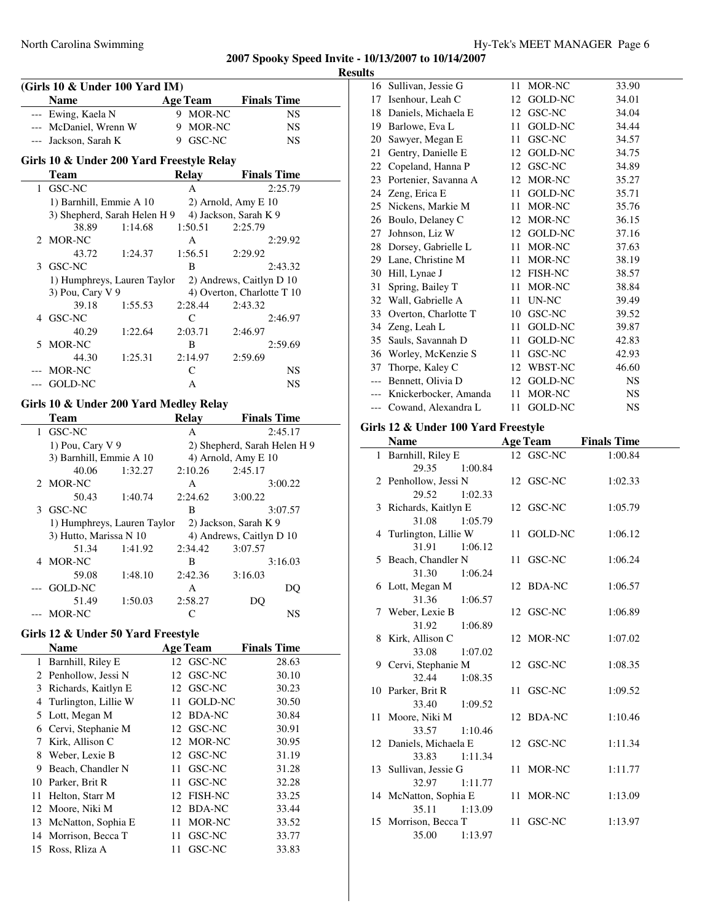## 2007 Spooky Speed Invite - 10/13/2007 to 10/14/2007

### Results

**(Girls 10 & Under 100 Yard IM)**

| | Name | Age | Team | Finals Time |
|---|---|---|---|---|
| --- | Ewing, Kaela N | 9 | MOR-NC | NS |
| --- | McDaniel, Wrenn W | 9 | MOR-NC | NS |
| --- | Jackson, Sarah K | 9 | GSC-NC | NS |

### Girls 10 & Under 200 Yard Freestyle Relay

| | Team | Relay | Finals Time |
|---|---|---|---|
| 1 | GSC-NC | A | 2:25.79 |
| | 1) Barnhill, Emmie A 10; 2) Arnold, Amy E 10; 3) Shepherd, Sarah Helen H 9; 4) Jackson, Sarah K 9 | | |
| | 38.89 1:14.68 1:50.51 2:25.79 | | |
| 2 | MOR-NC | A | 2:29.92 |
| | 43.72 1:24.37 1:56.51 2:29.92 | | |
| 3 | GSC-NC | B | 2:43.32 |
| | 1) Humphreys, Lauren Taylor; 2) Andrews, Caitlyn D 10; 3) Pou, Cary V 9; 4) Overton, Charlotte T 10 | | |
| | 39.18 1:55.53 2:28.44 2:43.32 | | |
| 4 | GSC-NC | C | 2:46.97 |
| | 40.29 1:22.64 2:03.71 2:46.97 | | |
| 5 | MOR-NC | B | 2:59.69 |
| | 44.30 1:25.31 2:14.97 2:59.69 | | |
| --- | MOR-NC | C | NS |
| --- | GOLD-NC | A | NS |

### Girls 10 & Under 200 Yard Medley Relay

| | Team | Relay | Finals Time |
|---|---|---|---|
| 1 | GSC-NC | A | 2:45.17 |
| | 1) Pou, Cary V 9; 2) Shepherd, Sarah Helen H 9; 3) Barnhill, Emmie A 10; 4) Arnold, Amy E 10 | | |
| | 40.06 1:32.27 2:10.26 2:45.17 | | |
| 2 | MOR-NC | A | 3:00.22 |
| | 50.43 1:40.74 2:24.62 3:00.22 | | |
| 3 | GSC-NC | B | 3:07.57 |
| | 1) Humphreys, Lauren Taylor; 2) Jackson, Sarah K 9; 3) Hutto, Marissa N 10; 4) Andrews, Caitlyn D 10 | | |
| | 51.34 1:41.92 2:34.42 3:07.57 | | |
| 4 | MOR-NC | B | 3:16.03 |
| | 59.08 1:48.10 2:42.36 3:16.03 | | |
| --- | GOLD-NC | A | DQ |
| | 51.49 1:50.03 2:58.27 DQ | | |
| --- | MOR-NC | C | NS |

### Girls 12 & Under 50 Yard Freestyle

| | Name | Age | Team | Finals Time |
|---|---|---|---|---|
| 1 | Barnhill, Riley E | 12 | GSC-NC | 28.63 |
| 2 | Penhollow, Jessi N | 12 | GSC-NC | 30.10 |
| 3 | Richards, Kaitlyn E | 12 | GSC-NC | 30.23 |
| 4 | Turlington, Lillie W | 11 | GOLD-NC | 30.50 |
| 5 | Lott, Megan M | 12 | BDA-NC | 30.84 |
| 6 | Cervi, Stephanie M | 12 | GSC-NC | 30.91 |
| 7 | Kirk, Allison C | 12 | MOR-NC | 30.95 |
| 8 | Weber, Lexie B | 12 | GSC-NC | 31.19 |
| 9 | Beach, Chandler N | 11 | GSC-NC | 31.28 |
| 10 | Parker, Brit R | 11 | GSC-NC | 32.28 |
| 11 | Helton, Starr M | 12 | FISH-NC | 33.25 |
| 12 | Moore, Niki M | 12 | BDA-NC | 33.44 |
| 13 | McNatton, Sophia E | 11 | MOR-NC | 33.52 |
| 14 | Morrison, Becca T | 11 | GSC-NC | 33.77 |
| 15 | Ross, Rliza A | 11 | GSC-NC | 33.83 |
| 16 | Sullivan, Jessie G | 11 | MOR-NC | 33.90 |
| 17 | Isenhour, Leah C | 12 | GOLD-NC | 34.01 |
| 18 | Daniels, Michaela E | 12 | GSC-NC | 34.04 |
| 19 | Barlowe, Eva L | 11 | GOLD-NC | 34.44 |
| 20 | Sawyer, Megan E | 11 | GSC-NC | 34.57 |
| 21 | Gentry, Danielle E | 12 | GOLD-NC | 34.75 |
| 22 | Copeland, Hanna P | 12 | GSC-NC | 34.89 |
| 23 | Portenier, Savanna A | 12 | MOR-NC | 35.27 |
| 24 | Zeng, Erica E | 11 | GOLD-NC | 35.71 |
| 25 | Nickens, Markie M | 11 | MOR-NC | 35.76 |
| 26 | Boulo, Delaney C | 12 | MOR-NC | 36.15 |
| 27 | Johnson, Liz W | 12 | GOLD-NC | 37.16 |
| 28 | Dorsey, Gabrielle L | 11 | MOR-NC | 37.63 |
| 29 | Lane, Christine M | 11 | MOR-NC | 38.19 |
| 30 | Hill, Lynae J | 12 | FISH-NC | 38.57 |
| 31 | Spring, Bailey T | 11 | MOR-NC | 38.84 |
| 32 | Wall, Gabrielle A | 11 | UN-NC | 39.49 |
| 33 | Overton, Charlotte T | 10 | GSC-NC | 39.52 |
| 34 | Zeng, Leah L | 11 | GOLD-NC | 39.87 |
| 35 | Sauls, Savannah D | 11 | GOLD-NC | 42.83 |
| 36 | Worley, McKenzie S | 11 | GSC-NC | 42.93 |
| 37 | Thorpe, Kaley C | 12 | WBST-NC | 46.60 |
| --- | Bennett, Olivia D | 12 | GOLD-NC | NS |
| --- | Knickerbocker, Amanda | 11 | MOR-NC | NS |
| --- | Cowand, Alexandra L | 11 | GOLD-NC | NS |

### Girls 12 & Under 100 Yard Freestyle

| | Name | Age | Team | Finals Time |
|---|---|---|---|---|
| 1 | Barnhill, Riley E | 12 | GSC-NC | 1:00.84 |
| | 29.35 1:00.84 | | | |
| 2 | Penhollow, Jessi N | 12 | GSC-NC | 1:02.33 |
| | 29.52 1:02.33 | | | |
| 3 | Richards, Kaitlyn E | 12 | GSC-NC | 1:05.79 |
| | 31.08 1:05.79 | | | |
| 4 | Turlington, Lillie W | 11 | GOLD-NC | 1:06.12 |
| | 31.91 1:06.12 | | | |
| 5 | Beach, Chandler N | 11 | GSC-NC | 1:06.24 |
| | 31.30 1:06.24 | | | |
| 6 | Lott, Megan M | 12 | BDA-NC | 1:06.57 |
| | 31.36 1:06.57 | | | |
| 7 | Weber, Lexie B | 12 | GSC-NC | 1:06.89 |
| | 31.92 1:06.89 | | | |
| 8 | Kirk, Allison C | 12 | MOR-NC | 1:07.02 |
| | 33.08 1:07.02 | | | |
| 9 | Cervi, Stephanie M | 12 | GSC-NC | 1:08.35 |
| | 32.44 1:08.35 | | | |
| 10 | Parker, Brit R | 11 | GSC-NC | 1:09.52 |
| | 33.40 1:09.52 | | | |
| 11 | Moore, Niki M | 12 | BDA-NC | 1:10.46 |
| | 33.57 1:10.46 | | | |
| 12 | Daniels, Michaela E | 12 | GSC-NC | 1:11.34 |
| | 33.83 1:11.34 | | | |
| 13 | Sullivan, Jessie G | 11 | MOR-NC | 1:11.77 |
| | 32.97 1:11.77 | | | |
| 14 | McNatton, Sophia E | 11 | MOR-NC | 1:13.09 |
| | 35.11 1:13.09 | | | |
| 15 | Morrison, Becca T | 11 | GSC-NC | 1:13.97 |
| | 35.00 1:13.97 | | | |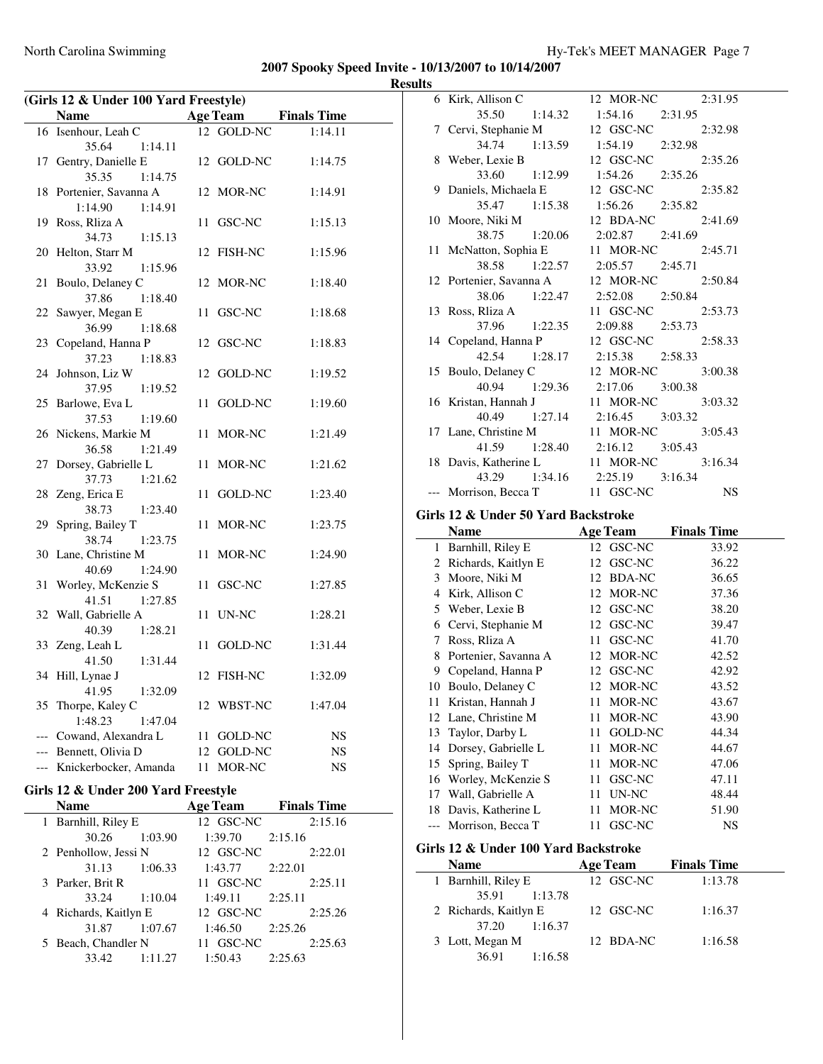# 2007 Spooky Speed Invite - 10/13/2007 to 10/14/2007

## Results

### (Girls 12 & Under 100 Yard Freestyle)

| | Name | Age | Team | Finals Time |
|---|---|---|---|---|
| 16 | Isenhour, Leah C | 12 | GOLD-NC | 1:14.11 |
| | 35.64 1:14.11 | | | |
| 17 | Gentry, Danielle E | 12 | GOLD-NC | 1:14.75 |
| | 35.35 1:14.75 | | | |
| 18 | Portenier, Savanna A | 12 | MOR-NC | 1:14.91 |
| | 1:14.90 1:14.91 | | | |
| 19 | Ross, Rliza A | 11 | GSC-NC | 1:15.13 |
| | 34.73 1:15.13 | | | |
| 20 | Helton, Starr M | 12 | FISH-NC | 1:15.96 |
| | 33.92 1:15.96 | | | |
| 21 | Boulo, Delaney C | 12 | MOR-NC | 1:18.40 |
| | 37.86 1:18.40 | | | |
| 22 | Sawyer, Megan E | 11 | GSC-NC | 1:18.68 |
| | 36.99 1:18.68 | | | |
| 23 | Copeland, Hanna P | 12 | GSC-NC | 1:18.83 |
| | 37.23 1:18.83 | | | |
| 24 | Johnson, Liz W | 12 | GOLD-NC | 1:19.52 |
| | 37.95 1:19.52 | | | |
| 25 | Barlowe, Eva L | 11 | GOLD-NC | 1:19.60 |
| | 37.53 1:19.60 | | | |
| 26 | Nickens, Markie M | 11 | MOR-NC | 1:21.49 |
| | 36.58 1:21.49 | | | |
| 27 | Dorsey, Gabrielle L | 11 | MOR-NC | 1:21.62 |
| | 37.73 1:21.62 | | | |
| 28 | Zeng, Erica E | 11 | GOLD-NC | 1:23.40 |
| | 38.73 1:23.40 | | | |
| 29 | Spring, Bailey T | 11 | MOR-NC | 1:23.75 |
| | 38.74 1:23.75 | | | |
| 30 | Lane, Christine M | 11 | MOR-NC | 1:24.90 |
| | 40.69 1:24.90 | | | |
| 31 | Worley, McKenzie S | 11 | GSC-NC | 1:27.85 |
| | 41.51 1:27.85 | | | |
| 32 | Wall, Gabrielle A | 11 | UN-NC | 1:28.21 |
| | 40.39 1:28.21 | | | |
| 33 | Zeng, Leah L | 11 | GOLD-NC | 1:31.44 |
| | 41.50 1:31.44 | | | |
| 34 | Hill, Lynae J | 12 | FISH-NC | 1:32.09 |
| | 41.95 1:32.09 | | | |
| 35 | Thorpe, Kaley C | 12 | WBST-NC | 1:47.04 |
| | 1:48.23 1:47.04 | | | |
| --- | Cowand, Alexandra L | 11 | GOLD-NC | NS |
| --- | Bennett, Olivia D | 12 | GOLD-NC | NS |
| --- | Knickerbocker, Amanda | 11 | MOR-NC | NS |

### Girls 12 & Under 200 Yard Freestyle

| | Name | Age | Team | Finals Time |
|---|---|---|---|---|
| 1 | Barnhill, Riley E | 12 | GSC-NC | 2:15.16 |
| | 30.26 1:03.90 1:39.70 2:15.16 | | | |
| 2 | Penhollow, Jessi N | 12 | GSC-NC | 2:22.01 |
| | 31.13 1:06.33 1:43.77 2:22.01 | | | |
| 3 | Parker, Brit R | 11 | GSC-NC | 2:25.11 |
| | 33.24 1:10.04 1:49.11 2:25.11 | | | |
| 4 | Richards, Kaitlyn E | 12 | GSC-NC | 2:25.26 |
| | 31.87 1:07.67 1:46.50 2:25.26 | | | |
| 5 | Beach, Chandler N | 11 | GSC-NC | 2:25.63 |
| | 33.42 1:11.27 1:50.43 2:25.63 | | | |
| 6 | Kirk, Allison C | 12 | MOR-NC | 2:31.95 |
| | 35.50 1:14.32 1:54.16 2:31.95 | | | |
| 7 | Cervi, Stephanie M | 12 | GSC-NC | 2:32.98 |
| | 34.74 1:13.59 1:54.19 2:32.98 | | | |
| 8 | Weber, Lexie B | 12 | GSC-NC | 2:35.26 |
| | 33.60 1:12.99 1:54.26 2:35.26 | | | |
| 9 | Daniels, Michaela E | 12 | GSC-NC | 2:35.82 |
| | 35.47 1:15.38 1:56.26 2:35.82 | | | |
| 10 | Moore, Niki M | 12 | BDA-NC | 2:41.69 |
| | 38.75 1:20.06 2:02.87 2:41.69 | | | |
| 11 | McNatton, Sophia E | 11 | MOR-NC | 2:45.71 |
| | 38.58 1:22.57 2:05.57 2:45.71 | | | |
| 12 | Portenier, Savanna A | 12 | MOR-NC | 2:50.84 |
| | 38.06 1:22.47 2:52.08 2:50.84 | | | |
| 13 | Ross, Rliza A | 11 | GSC-NC | 2:53.73 |
| | 37.96 1:22.35 2:09.88 2:53.73 | | | |
| 14 | Copeland, Hanna P | 12 | GSC-NC | 2:58.33 |
| | 42.54 1:28.17 2:15.38 2:58.33 | | | |
| 15 | Boulo, Delaney C | 12 | MOR-NC | 3:00.38 |
| | 40.94 1:29.36 2:17.06 3:00.38 | | | |
| 16 | Kristan, Hannah J | 11 | MOR-NC | 3:03.32 |
| | 40.49 1:27.14 2:16.45 3:03.32 | | | |
| 17 | Lane, Christine M | 11 | MOR-NC | 3:05.43 |
| | 41.59 1:28.40 2:16.12 3:05.43 | | | |
| 18 | Davis, Katherine L | 11 | MOR-NC | 3:16.34 |
| | 43.29 1:34.16 2:25.19 3:16.34 | | | |
| --- | Morrison, Becca T | 11 | GSC-NC | NS |

### Girls 12 & Under 50 Yard Backstroke

| | Name | Age | Team | Finals Time |
|---|---|---|---|---|
| 1 | Barnhill, Riley E | 12 | GSC-NC | 33.92 |
| 2 | Richards, Kaitlyn E | 12 | GSC-NC | 36.22 |
| 3 | Moore, Niki M | 12 | BDA-NC | 36.65 |
| 4 | Kirk, Allison C | 12 | MOR-NC | 37.36 |
| 5 | Weber, Lexie B | 12 | GSC-NC | 38.20 |
| 6 | Cervi, Stephanie M | 12 | GSC-NC | 39.47 |
| 7 | Ross, Rliza A | 11 | GSC-NC | 41.70 |
| 8 | Portenier, Savanna A | 12 | MOR-NC | 42.52 |
| 9 | Copeland, Hanna P | 12 | GSC-NC | 42.92 |
| 10 | Boulo, Delaney C | 12 | MOR-NC | 43.52 |
| 11 | Kristan, Hannah J | 11 | MOR-NC | 43.67 |
| 12 | Lane, Christine M | 11 | MOR-NC | 43.90 |
| 13 | Taylor, Darby L | 11 | GOLD-NC | 44.34 |
| 14 | Dorsey, Gabrielle L | 11 | MOR-NC | 44.67 |
| 15 | Spring, Bailey T | 11 | MOR-NC | 47.06 |
| 16 | Worley, McKenzie S | 11 | GSC-NC | 47.11 |
| 17 | Wall, Gabrielle A | 11 | UN-NC | 48.44 |
| 18 | Davis, Katherine L | 11 | MOR-NC | 51.90 |
| --- | Morrison, Becca T | 11 | GSC-NC | NS |

### Girls 12 & Under 100 Yard Backstroke

| | Name | Age | Team | Finals Time |
|---|---|---|---|---|
| 1 | Barnhill, Riley E | 12 | GSC-NC | 1:13.78 |
| | 35.91 1:13.78 | | | |
| 2 | Richards, Kaitlyn E | 12 | GSC-NC | 1:16.37 |
| | 37.20 1:16.37 | | | |
| 3 | Lott, Megan M | 12 | BDA-NC | 1:16.58 |
| | 36.91 1:16.58 | | | |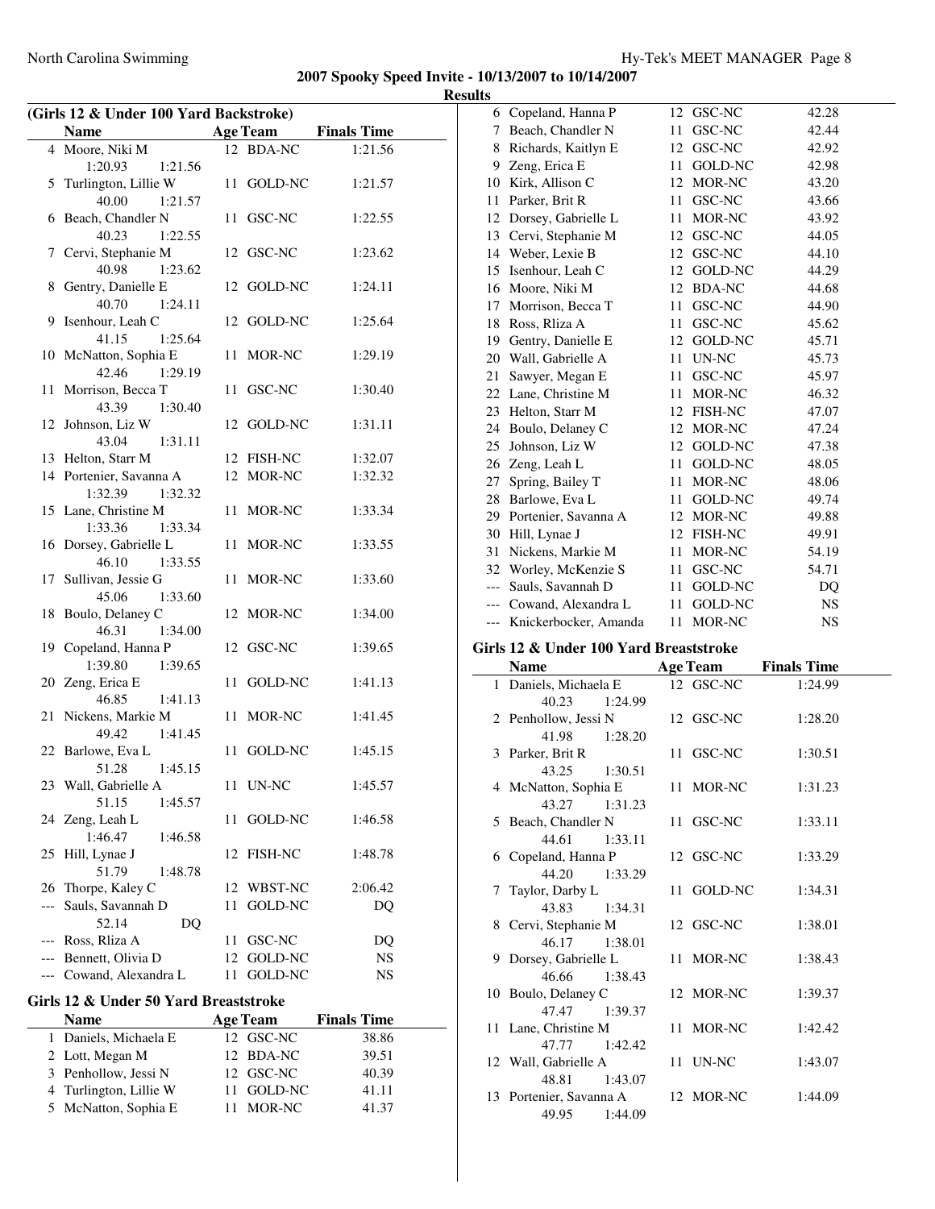**2007 Spooky Speed Invite - 10/13/2007 to 10/14/2007**

**Results**

### (Girls 12 & Under 100 Yard Backstroke)

| | Name | Age | Team | Finals Time |
|---|---|---|---|---|
| 4 | Moore, Niki M | 12 | BDA-NC | 1:21.56 |
| | 1:20.93 1:21.56 | | | |
| 5 | Turlington, Lillie W | 11 | GOLD-NC | 1:21.57 |
| | 40.00 1:21.57 | | | |
| 6 | Beach, Chandler N | 11 | GSC-NC | 1:22.55 |
| | 40.23 1:22.55 | | | |
| 7 | Cervi, Stephanie M | 12 | GSC-NC | 1:23.62 |
| | 40.98 1:23.62 | | | |
| 8 | Gentry, Danielle E | 12 | GOLD-NC | 1:24.11 |
| | 40.70 1:24.11 | | | |
| 9 | Isenhour, Leah C | 12 | GOLD-NC | 1:25.64 |
| | 41.15 1:25.64 | | | |
| 10 | McNatton, Sophia E | 11 | MOR-NC | 1:29.19 |
| | 42.46 1:29.19 | | | |
| 11 | Morrison, Becca T | 11 | GSC-NC | 1:30.40 |
| | 43.39 1:30.40 | | | |
| 12 | Johnson, Liz W | 12 | GOLD-NC | 1:31.11 |
| | 43.04 1:31.11 | | | |
| 13 | Helton, Starr M | 12 | FISH-NC | 1:32.07 |
| 14 | Portenier, Savanna A | 12 | MOR-NC | 1:32.32 |
| | 1:32.39 1:32.32 | | | |
| 15 | Lane, Christine M | 11 | MOR-NC | 1:33.34 |
| | 1:33.36 1:33.34 | | | |
| 16 | Dorsey, Gabrielle L | 11 | MOR-NC | 1:33.55 |
| | 46.10 1:33.55 | | | |
| 17 | Sullivan, Jessie G | 11 | MOR-NC | 1:33.60 |
| | 45.06 1:33.60 | | | |
| 18 | Boulo, Delaney C | 12 | MOR-NC | 1:34.00 |
| | 46.31 1:34.00 | | | |
| 19 | Copeland, Hanna P | 12 | GSC-NC | 1:39.65 |
| | 1:39.80 1:39.65 | | | |
| 20 | Zeng, Erica E | 11 | GOLD-NC | 1:41.13 |
| | 46.85 1:41.13 | | | |
| 21 | Nickens, Markie M | 11 | MOR-NC | 1:41.45 |
| | 49.42 1:41.45 | | | |
| 22 | Barlowe, Eva L | 11 | GOLD-NC | 1:45.15 |
| | 51.28 1:45.15 | | | |
| 23 | Wall, Gabrielle A | 11 | UN-NC | 1:45.57 |
| | 51.15 1:45.57 | | | |
| 24 | Zeng, Leah L | 11 | GOLD-NC | 1:46.58 |
| | 1:46.47 1:46.58 | | | |
| 25 | Hill, Lynae J | 12 | FISH-NC | 1:48.78 |
| | 51.79 1:48.78 | | | |
| 26 | Thorpe, Kaley C | 12 | WBST-NC | 2:06.42 |
| --- | Sauls, Savannah D | 11 | GOLD-NC | DQ |
| | 52.14 DQ | | | |
| --- | Ross, Rliza A | 11 | GSC-NC | DQ |
| --- | Bennett, Olivia D | 12 | GOLD-NC | NS |
| --- | Cowand, Alexandra L | 11 | GOLD-NC | NS |

### Girls 12 & Under 50 Yard Breaststroke

| | Name | Age | Team | Finals Time |
|---|---|---|---|---|
| 1 | Daniels, Michaela E | 12 | GSC-NC | 38.86 |
| 2 | Lott, Megan M | 12 | BDA-NC | 39.51 |
| 3 | Penhollow, Jessi N | 12 | GSC-NC | 40.39 |
| 4 | Turlington, Lillie W | 11 | GOLD-NC | 41.11 |
| 5 | McNatton, Sophia E | 11 | MOR-NC | 41.37 |
| 6 | Copeland, Hanna P | 12 | GSC-NC | 42.28 |
| 7 | Beach, Chandler N | 11 | GSC-NC | 42.44 |
| 8 | Richards, Kaitlyn E | 12 | GSC-NC | 42.92 |
| 9 | Zeng, Erica E | 11 | GOLD-NC | 42.98 |
| 10 | Kirk, Allison C | 12 | MOR-NC | 43.20 |
| 11 | Parker, Brit R | 11 | GSC-NC | 43.66 |
| 12 | Dorsey, Gabrielle L | 11 | MOR-NC | 43.92 |
| 13 | Cervi, Stephanie M | 12 | GSC-NC | 44.05 |
| 14 | Weber, Lexie B | 12 | GSC-NC | 44.10 |
| 15 | Isenhour, Leah C | 12 | GOLD-NC | 44.29 |
| 16 | Moore, Niki M | 12 | BDA-NC | 44.68 |
| 17 | Morrison, Becca T | 11 | GSC-NC | 44.90 |
| 18 | Ross, Rliza A | 11 | GSC-NC | 45.62 |
| 19 | Gentry, Danielle E | 12 | GOLD-NC | 45.71 |
| 20 | Wall, Gabrielle A | 11 | UN-NC | 45.73 |
| 21 | Sawyer, Megan E | 11 | GSC-NC | 45.97 |
| 22 | Lane, Christine M | 11 | MOR-NC | 46.32 |
| 23 | Helton, Starr M | 12 | FISH-NC | 47.07 |
| 24 | Boulo, Delaney C | 12 | MOR-NC | 47.24 |
| 25 | Johnson, Liz W | 12 | GOLD-NC | 47.38 |
| 26 | Zeng, Leah L | 11 | GOLD-NC | 48.05 |
| 27 | Spring, Bailey T | 11 | MOR-NC | 48.06 |
| 28 | Barlowe, Eva L | 11 | GOLD-NC | 49.74 |
| 29 | Portenier, Savanna A | 12 | MOR-NC | 49.88 |
| 30 | Hill, Lynae J | 12 | FISH-NC | 49.91 |
| 31 | Nickens, Markie M | 11 | MOR-NC | 54.19 |
| 32 | Worley, McKenzie S | 11 | GSC-NC | 54.71 |
| --- | Sauls, Savannah D | 11 | GOLD-NC | DQ |
| --- | Cowand, Alexandra L | 11 | GOLD-NC | NS |
| --- | Knickerbocker, Amanda | 11 | MOR-NC | NS |

### Girls 12 & Under 100 Yard Breaststroke

| | Name | Age | Team | Finals Time |
|---|---|---|---|---|
| 1 | Daniels, Michaela E | 12 | GSC-NC | 1:24.99 |
| | 40.23 1:24.99 | | | |
| 2 | Penhollow, Jessi N | 12 | GSC-NC | 1:28.20 |
| | 41.98 1:28.20 | | | |
| 3 | Parker, Brit R | 11 | GSC-NC | 1:30.51 |
| | 43.25 1:30.51 | | | |
| 4 | McNatton, Sophia E | 11 | MOR-NC | 1:31.23 |
| | 43.27 1:31.23 | | | |
| 5 | Beach, Chandler N | 11 | GSC-NC | 1:33.11 |
| | 44.61 1:33.11 | | | |
| 6 | Copeland, Hanna P | 12 | GSC-NC | 1:33.29 |
| | 44.20 1:33.29 | | | |
| 7 | Taylor, Darby L | 11 | GOLD-NC | 1:34.31 |
| | 43.83 1:34.31 | | | |
| 8 | Cervi, Stephanie M | 12 | GSC-NC | 1:38.01 |
| | 46.17 1:38.01 | | | |
| 9 | Dorsey, Gabrielle L | 11 | MOR-NC | 1:38.43 |
| | 46.66 1:38.43 | | | |
| 10 | Boulo, Delaney C | 12 | MOR-NC | 1:39.37 |
| | 47.47 1:39.37 | | | |
| 11 | Lane, Christine M | 11 | MOR-NC | 1:42.42 |
| | 47.77 1:42.42 | | | |
| 12 | Wall, Gabrielle A | 11 | UN-NC | 1:43.07 |
| | 48.81 1:43.07 | | | |
| 13 | Portenier, Savanna A | 12 | MOR-NC | 1:44.09 |
| | 49.95 1:44.09 | | | |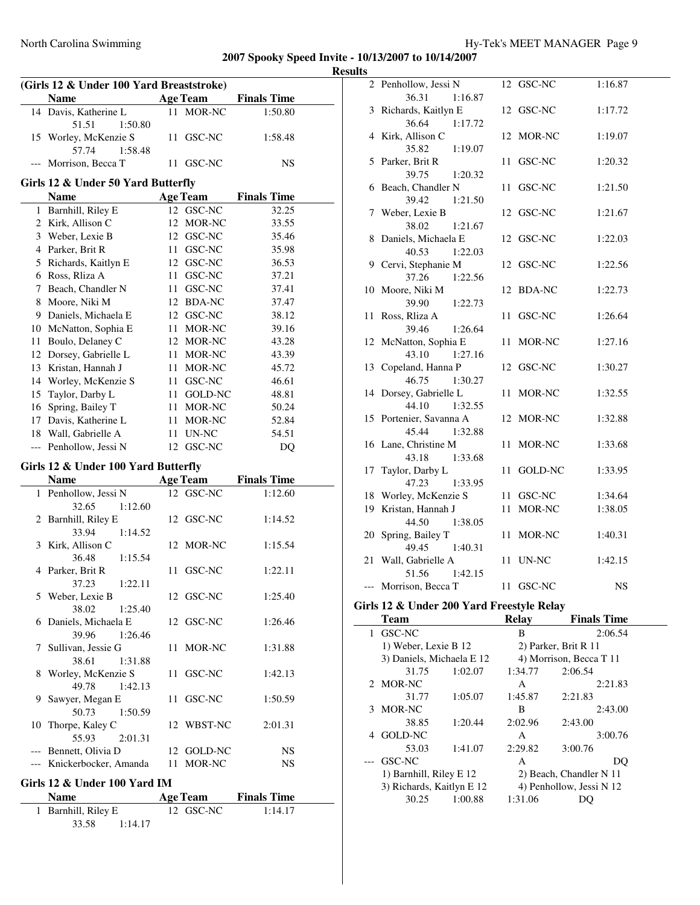**2007 Spooky Speed Invite - 10/13/2007 to 10/14/2007**

**Results**

## (Girls 12 & Under 100 Yard Breaststroke)

| | Name | Age | Team | Finals Time |
|---|---|---|---|---|
| 14 | Davis, Katherine L | 11 | MOR-NC | 1:50.80 |
| | 51.51 1:50.80 | | | |
| 15 | Worley, McKenzie S | 11 | GSC-NC | 1:58.48 |
| | 57.74 1:58.48 | | | |
| --- | Morrison, Becca T | 11 | GSC-NC | NS |

## Girls 12 & Under 50 Yard Butterfly

| | Name | Age | Team | Finals Time |
|---|---|---|---|---|
| 1 | Barnhill, Riley E | 12 | GSC-NC | 32.25 |
| 2 | Kirk, Allison C | 12 | MOR-NC | 33.55 |
| 3 | Weber, Lexie B | 12 | GSC-NC | 35.46 |
| 4 | Parker, Brit R | 11 | GSC-NC | 35.98 |
| 5 | Richards, Kaitlyn E | 12 | GSC-NC | 36.53 |
| 6 | Ross, Rliza A | 11 | GSC-NC | 37.21 |
| 7 | Beach, Chandler N | 11 | GSC-NC | 37.41 |
| 8 | Moore, Niki M | 12 | BDA-NC | 37.47 |
| 9 | Daniels, Michaela E | 12 | GSC-NC | 38.12 |
| 10 | McNatton, Sophia E | 11 | MOR-NC | 39.16 |
| 11 | Boulo, Delaney C | 12 | MOR-NC | 43.28 |
| 12 | Dorsey, Gabrielle L | 11 | MOR-NC | 43.39 |
| 13 | Kristan, Hannah J | 11 | MOR-NC | 45.72 |
| 14 | Worley, McKenzie S | 11 | GSC-NC | 46.61 |
| 15 | Taylor, Darby L | 11 | GOLD-NC | 48.81 |
| 16 | Spring, Bailey T | 11 | MOR-NC | 50.24 |
| 17 | Davis, Katherine L | 11 | MOR-NC | 52.84 |
| 18 | Wall, Gabrielle A | 11 | UN-NC | 54.51 |
| --- | Penhollow, Jessi N | 12 | GSC-NC | DQ |

## Girls 12 & Under 100 Yard Butterfly

| | Name | Age | Team | Finals Time |
|---|---|---|---|---|
| 1 | Penhollow, Jessi N | 12 | GSC-NC | 1:12.60 |
| | 32.65 1:12.60 | | | |
| 2 | Barnhill, Riley E | 12 | GSC-NC | 1:14.52 |
| | 33.94 1:14.52 | | | |
| 3 | Kirk, Allison C | 12 | MOR-NC | 1:15.54 |
| | 36.48 1:15.54 | | | |
| 4 | Parker, Brit R | 11 | GSC-NC | 1:22.11 |
| | 37.23 1:22.11 | | | |
| 5 | Weber, Lexie B | 12 | GSC-NC | 1:25.40 |
| | 38.02 1:25.40 | | | |
| 6 | Daniels, Michaela E | 12 | GSC-NC | 1:26.46 |
| | 39.96 1:26.46 | | | |
| 7 | Sullivan, Jessie G | 11 | MOR-NC | 1:31.88 |
| | 38.61 1:31.88 | | | |
| 8 | Worley, McKenzie S | 11 | GSC-NC | 1:42.13 |
| | 49.78 1:42.13 | | | |
| 9 | Sawyer, Megan E | 11 | GSC-NC | 1:50.59 |
| | 50.73 1:50.59 | | | |
| 10 | Thorpe, Kaley C | 12 | WBST-NC | 2:01.31 |
| | 55.93 2:01.31 | | | |
| --- | Bennett, Olivia D | 12 | GOLD-NC | NS |
| --- | Knickerbocker, Amanda | 11 | MOR-NC | NS |

## Girls 12 & Under 100 Yard IM

| | Name | Age | Team | Finals Time |
|---|---|---|---|---|
| 1 | Barnhill, Riley E | 12 | GSC-NC | 1:14.17 |
| | 33.58 1:14.17 | | | |
| 2 | Penhollow, Jessi N | 12 | GSC-NC | 1:16.87 |
| | 36.31 1:16.87 | | | |
| 3 | Richards, Kaitlyn E | 12 | GSC-NC | 1:17.72 |
| | 36.64 1:17.72 | | | |
| 4 | Kirk, Allison C | 12 | MOR-NC | 1:19.07 |
| | 35.82 1:19.07 | | | |
| 5 | Parker, Brit R | 11 | GSC-NC | 1:20.32 |
| | 39.75 1:20.32 | | | |
| 6 | Beach, Chandler N | 11 | GSC-NC | 1:21.50 |
| | 39.42 1:21.50 | | | |
| 7 | Weber, Lexie B | 12 | GSC-NC | 1:21.67 |
| | 38.02 1:21.67 | | | |
| 8 | Daniels, Michaela E | 12 | GSC-NC | 1:22.03 |
| | 40.53 1:22.03 | | | |
| 9 | Cervi, Stephanie M | 12 | GSC-NC | 1:22.56 |
| | 37.26 1:22.56 | | | |
| 10 | Moore, Niki M | 12 | BDA-NC | 1:22.73 |
| | 39.90 1:22.73 | | | |
| 11 | Ross, Rliza A | 11 | GSC-NC | 1:26.64 |
| | 39.46 1:26.64 | | | |
| 12 | McNatton, Sophia E | 11 | MOR-NC | 1:27.16 |
| | 43.10 1:27.16 | | | |
| 13 | Copeland, Hanna P | 12 | GSC-NC | 1:30.27 |
| | 46.75 1:30.27 | | | |
| 14 | Dorsey, Gabrielle L | 11 | MOR-NC | 1:32.55 |
| | 44.10 1:32.55 | | | |
| 15 | Portenier, Savanna A | 12 | MOR-NC | 1:32.88 |
| | 45.44 1:32.88 | | | |
| 16 | Lane, Christine M | 11 | MOR-NC | 1:33.68 |
| | 43.18 1:33.68 | | | |
| 17 | Taylor, Darby L | 11 | GOLD-NC | 1:33.95 |
| | 47.23 1:33.95 | | | |
| 18 | Worley, McKenzie S | 11 | GSC-NC | 1:34.64 |
| 19 | Kristan, Hannah J | 11 | MOR-NC | 1:38.05 |
| | 44.50 1:38.05 | | | |
| 20 | Spring, Bailey T | 11 | MOR-NC | 1:40.31 |
| | 49.45 1:40.31 | | | |
| 21 | Wall, Gabrielle A | 11 | UN-NC | 1:42.15 |
| | 51.56 1:42.15 | | | |
| --- | Morrison, Becca T | 11 | GSC-NC | NS |

## Girls 12 & Under 200 Yard Freestyle Relay

| | Team | Relay | Finals Time |
|---|---|---|---|
| 1 | GSC-NC | B | 2:06.54 |
| | 1) Weber, Lexie B 12 | 2) Parker, Brit R 11 | |
| | 3) Daniels, Michaela E 12 | 4) Morrison, Becca T 11 | |
| | 31.75 1:02.07 | 1:34.77 | 2:06.54 |
| 2 | MOR-NC | A | 2:21.83 |
| | 31.77 1:05.07 | 1:45.87 | 2:21.83 |
| 3 | MOR-NC | B | 2:43.00 |
| | 38.85 1:20.44 | 2:02.96 | 2:43.00 |
| 4 | GOLD-NC | A | 3:00.76 |
| | 53.03 1:41.07 | 2:29.82 | 3:00.76 |
| --- | GSC-NC | A | DQ |
| | 1) Barnhill, Riley E 12 | 2) Beach, Chandler N 11 | |
| | 3) Richards, Kaitlyn E 12 | 4) Penhollow, Jessi N 12 | |
| | 30.25 1:00.88 | 1:31.06 | DQ |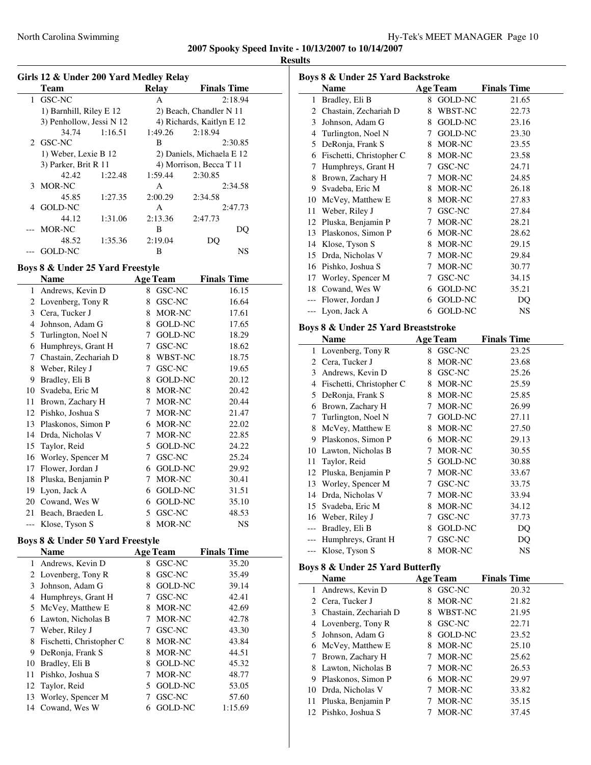**2007 Spooky Speed Invite - 10/13/2007 to 10/14/2007**

**Results**

### Girls 12 & Under 200 Yard Medley Relay

| | Team | Relay | Finals Time |
|---|---|---|---|
| 1 | GSC-NC | A | 2:18.94 |
| | 1) Barnhill, Riley E 12 | 2) Beach, Chandler N 11 | |
| | 3) Penhollow, Jessi N 12 | 4) Richards, Kaitlyn E 12 | |
| | 34.74 1:16.51 | 1:49.26 | 2:18.94 |
| 2 | GSC-NC | B | 2:30.85 |
| | 1) Weber, Lexie B 12 | 2) Daniels, Michaela E 12 | |
| | 3) Parker, Brit R 11 | 4) Morrison, Becca T 11 | |
| | 42.42 1:22.48 | 1:59.44 | 2:30.85 |
| 3 | MOR-NC | A | 2:34.58 |
| | 45.85 1:27.35 | 2:00.29 | 2:34.58 |
| 4 | GOLD-NC | A | 2:47.73 |
| | 44.12 1:31.06 | 2:13.36 | 2:47.73 |
| --- | MOR-NC | B | DQ |
| | 48.52 1:35.36 | 2:19.04 | DQ |
| --- | GOLD-NC | B | NS |

### Boys 8 & Under 25 Yard Freestyle

| | Name | Age | Team | Finals Time |
|---|---|---|---|---|
| 1 | Andrews, Kevin D | 8 | GSC-NC | 16.15 |
| 2 | Lovenberg, Tony R | 8 | GSC-NC | 16.64 |
| 3 | Cera, Tucker J | 8 | MOR-NC | 17.61 |
| 4 | Johnson, Adam G | 8 | GOLD-NC | 17.65 |
| 5 | Turlington, Noel N | 7 | GOLD-NC | 18.29 |
| 6 | Humphreys, Grant H | 7 | GSC-NC | 18.62 |
| 7 | Chastain, Zechariah D | 8 | WBST-NC | 18.75 |
| 8 | Weber, Riley J | 7 | GSC-NC | 19.65 |
| 9 | Bradley, Eli B | 8 | GOLD-NC | 20.12 |
| 10 | Svadeba, Eric M | 8 | MOR-NC | 20.42 |
| 11 | Brown, Zachary H | 7 | MOR-NC | 20.44 |
| 12 | Pishko, Joshua S | 7 | MOR-NC | 21.47 |
| 13 | Plaskonos, Simon P | 6 | MOR-NC | 22.02 |
| 14 | Drda, Nicholas V | 7 | MOR-NC | 22.85 |
| 15 | Taylor, Reid | 5 | GOLD-NC | 24.22 |
| 16 | Worley, Spencer M | 7 | GSC-NC | 25.24 |
| 17 | Flower, Jordan J | 6 | GOLD-NC | 29.92 |
| 18 | Pluska, Benjamin P | 7 | MOR-NC | 30.41 |
| 19 | Lyon, Jack A | 6 | GOLD-NC | 31.51 |
| 20 | Cowand, Wes W | 6 | GOLD-NC | 35.10 |
| 21 | Beach, Braeden L | 5 | GSC-NC | 48.53 |
| --- | Klose, Tyson S | 8 | MOR-NC | NS |

### Boys 8 & Under 50 Yard Freestyle

| | Name | Age | Team | Finals Time |
|---|---|---|---|---|
| 1 | Andrews, Kevin D | 8 | GSC-NC | 35.20 |
| 2 | Lovenberg, Tony R | 8 | GSC-NC | 35.49 |
| 3 | Johnson, Adam G | 8 | GOLD-NC | 39.14 |
| 4 | Humphreys, Grant H | 7 | GSC-NC | 42.41 |
| 5 | McVey, Matthew E | 8 | MOR-NC | 42.69 |
| 6 | Lawton, Nicholas B | 7 | MOR-NC | 42.78 |
| 7 | Weber, Riley J | 7 | GSC-NC | 43.30 |
| 8 | Fischetti, Christopher C | 8 | MOR-NC | 43.84 |
| 9 | DeRonja, Frank S | 8 | MOR-NC | 44.51 |
| 10 | Bradley, Eli B | 8 | GOLD-NC | 45.32 |
| 11 | Pishko, Joshua S | 7 | MOR-NC | 48.77 |
| 12 | Taylor, Reid | 5 | GOLD-NC | 53.05 |
| 13 | Worley, Spencer M | 7 | GSC-NC | 57.60 |
| 14 | Cowand, Wes W | 6 | GOLD-NC | 1:15.69 |

### Boys 8 & Under 25 Yard Backstroke

| | Name | Age | Team | Finals Time |
|---|---|---|---|---|
| 1 | Bradley, Eli B | 8 | GOLD-NC | 21.65 |
| 2 | Chastain, Zechariah D | 8 | WBST-NC | 22.73 |
| 3 | Johnson, Adam G | 8 | GOLD-NC | 23.16 |
| 4 | Turlington, Noel N | 7 | GOLD-NC | 23.30 |
| 5 | DeRonja, Frank S | 8 | MOR-NC | 23.55 |
| 6 | Fischetti, Christopher C | 8 | MOR-NC | 23.58 |
| 7 | Humphreys, Grant H | 7 | GSC-NC | 24.71 |
| 8 | Brown, Zachary H | 7 | MOR-NC | 24.85 |
| 9 | Svadeba, Eric M | 8 | MOR-NC | 26.18 |
| 10 | McVey, Matthew E | 8 | MOR-NC | 27.83 |
| 11 | Weber, Riley J | 7 | GSC-NC | 27.84 |
| 12 | Pluska, Benjamin P | 7 | MOR-NC | 28.21 |
| 13 | Plaskonos, Simon P | 6 | MOR-NC | 28.62 |
| 14 | Klose, Tyson S | 8 | MOR-NC | 29.15 |
| 15 | Drda, Nicholas V | 7 | MOR-NC | 29.84 |
| 16 | Pishko, Joshua S | 7 | MOR-NC | 30.77 |
| 17 | Worley, Spencer M | 7 | GSC-NC | 34.15 |
| 18 | Cowand, Wes W | 6 | GOLD-NC | 35.21 |
| --- | Flower, Jordan J | 6 | GOLD-NC | DQ |
| --- | Lyon, Jack A | 6 | GOLD-NC | NS |

### Boys 8 & Under 25 Yard Breaststroke

| | Name | Age | Team | Finals Time |
|---|---|---|---|---|
| 1 | Lovenberg, Tony R | 8 | GSC-NC | 23.25 |
| 2 | Cera, Tucker J | 8 | MOR-NC | 23.68 |
| 3 | Andrews, Kevin D | 8 | GSC-NC | 25.26 |
| 4 | Fischetti, Christopher C | 8 | MOR-NC | 25.59 |
| 5 | DeRonja, Frank S | 8 | MOR-NC | 25.85 |
| 6 | Brown, Zachary H | 7 | MOR-NC | 26.99 |
| 7 | Turlington, Noel N | 7 | GOLD-NC | 27.11 |
| 8 | McVey, Matthew E | 8 | MOR-NC | 27.50 |
| 9 | Plaskonos, Simon P | 6 | MOR-NC | 29.13 |
| 10 | Lawton, Nicholas B | 7 | MOR-NC | 30.55 |
| 11 | Taylor, Reid | 5 | GOLD-NC | 30.88 |
| 12 | Pluska, Benjamin P | 7 | MOR-NC | 33.67 |
| 13 | Worley, Spencer M | 7 | GSC-NC | 33.75 |
| 14 | Drda, Nicholas V | 7 | MOR-NC | 33.94 |
| 15 | Svadeba, Eric M | 8 | MOR-NC | 34.12 |
| 16 | Weber, Riley J | 7 | GSC-NC | 37.73 |
| --- | Bradley, Eli B | 8 | GOLD-NC | DQ |
| --- | Humphreys, Grant H | 7 | GSC-NC | DQ |
| --- | Klose, Tyson S | 8 | MOR-NC | NS |

### Boys 8 & Under 25 Yard Butterfly

| | Name | Age | Team | Finals Time |
|---|---|---|---|---|
| 1 | Andrews, Kevin D | 8 | GSC-NC | 20.32 |
| 2 | Cera, Tucker J | 8 | MOR-NC | 21.82 |
| 3 | Chastain, Zechariah D | 8 | WBST-NC | 21.95 |
| 4 | Lovenberg, Tony R | 8 | GSC-NC | 22.71 |
| 5 | Johnson, Adam G | 8 | GOLD-NC | 23.52 |
| 6 | McVey, Matthew E | 8 | MOR-NC | 25.10 |
| 7 | Brown, Zachary H | 7 | MOR-NC | 25.62 |
| 8 | Lawton, Nicholas B | 7 | MOR-NC | 26.53 |
| 9 | Plaskonos, Simon P | 6 | MOR-NC | 29.97 |
| 10 | Drda, Nicholas V | 7 | MOR-NC | 33.82 |
| 11 | Pluska, Benjamin P | 7 | MOR-NC | 35.15 |
| 12 | Pishko, Joshua S | 7 | MOR-NC | 37.45 |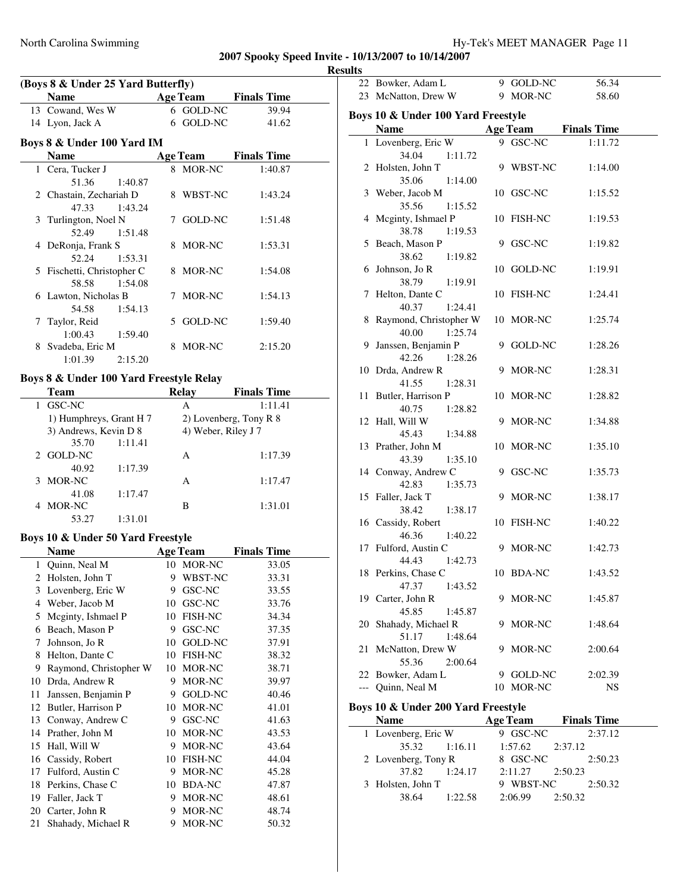# 2007 Spooky Speed Invite - 10/13/2007 to 10/14/2007

## Results

### (Boys 8 & Under 25 Yard Butterfly)

| | Name | Age | Team | Finals Time |
|---|---|---|---|---|
| 13 | Cowand, Wes W | 6 | GOLD-NC | 39.94 |
| 14 | Lyon, Jack A | 6 | GOLD-NC | 41.62 |

### Boys 8 & Under 100 Yard IM

| | Name | Age | Team | Finals Time |
|---|---|---|---|---|
| 1 | Cera, Tucker J | 8 | MOR-NC | 1:40.87 |
| | 51.36 1:40.87 | | | |
| 2 | Chastain, Zechariah D | 8 | WBST-NC | 1:43.24 |
| | 47.33 1:43.24 | | | |
| 3 | Turlington, Noel N | 7 | GOLD-NC | 1:51.48 |
| | 52.49 1:51.48 | | | |
| 4 | DeRonja, Frank S | 8 | MOR-NC | 1:53.31 |
| | 52.24 1:53.31 | | | |
| 5 | Fischetti, Christopher C | 8 | MOR-NC | 1:54.08 |
| | 58.58 1:54.08 | | | |
| 6 | Lawton, Nicholas B | 7 | MOR-NC | 1:54.13 |
| | 54.58 1:54.13 | | | |
| 7 | Taylor, Reid | 5 | GOLD-NC | 1:59.40 |
| | 1:00.43 1:59.40 | | | |
| 8 | Svadeba, Eric M | 8 | MOR-NC | 2:15.20 |
| | 1:01.39 2:15.20 | | | |

### Boys 8 & Under 100 Yard Freestyle Relay

| | Team | Relay | Finals Time |
|---|---|---|---|
| 1 | GSC-NC | A | 1:11.41 |
| | 1) Humphreys, Grant H 7 | 2) Lovenberg, Tony R 8 | |
| | 3) Andrews, Kevin D 8 | 4) Weber, Riley J 7 | |
| | 35.70 1:11.41 | | |
| 2 | GOLD-NC | A | 1:17.39 |
| | 40.92 1:17.39 | | |
| 3 | MOR-NC | A | 1:17.47 |
| | 41.08 1:17.47 | | |
| 4 | MOR-NC | B | 1:31.01 |
| | 53.27 1:31.01 | | |

### Boys 10 & Under 50 Yard Freestyle

| | Name | Age | Team | Finals Time |
|---|---|---|---|---|
| 1 | Quinn, Neal M | 10 | MOR-NC | 33.05 |
| 2 | Holsten, John T | 9 | WBST-NC | 33.31 |
| 3 | Lovenberg, Eric W | 9 | GSC-NC | 33.55 |
| 4 | Weber, Jacob M | 10 | GSC-NC | 33.76 |
| 5 | Mcginty, Ishmael P | 10 | FISH-NC | 34.34 |
| 6 | Beach, Mason P | 9 | GSC-NC | 37.35 |
| 7 | Johnson, Jo R | 10 | GOLD-NC | 37.91 |
| 8 | Helton, Dante C | 10 | FISH-NC | 38.32 |
| 9 | Raymond, Christopher W | 10 | MOR-NC | 38.71 |
| 10 | Drda, Andrew R | 9 | MOR-NC | 39.97 |
| 11 | Janssen, Benjamin P | 9 | GOLD-NC | 40.46 |
| 12 | Butler, Harrison P | 10 | MOR-NC | 41.01 |
| 13 | Conway, Andrew C | 9 | GSC-NC | 41.63 |
| 14 | Prather, John M | 10 | MOR-NC | 43.53 |
| 15 | Hall, Will W | 9 | MOR-NC | 43.64 |
| 16 | Cassidy, Robert | 10 | FISH-NC | 44.04 |
| 17 | Fulford, Austin C | 9 | MOR-NC | 45.28 |
| 18 | Perkins, Chase C | 10 | BDA-NC | 47.87 |
| 19 | Faller, Jack T | 9 | MOR-NC | 48.61 |
| 20 | Carter, John R | 9 | MOR-NC | 48.74 |
| 21 | Shahady, Michael R | 9 | MOR-NC | 50.32 |
| 22 | Bowker, Adam L | 9 | GOLD-NC | 56.34 |
| 23 | McNatton, Drew W | 9 | MOR-NC | 58.60 |

### Boys 10 & Under 100 Yard Freestyle

| | Name | Age | Team | Finals Time |
|---|---|---|---|---|
| 1 | Lovenberg, Eric W | 9 | GSC-NC | 1:11.72 |
| | 34.04 1:11.72 | | | |
| 2 | Holsten, John T | 9 | WBST-NC | 1:14.00 |
| | 35.06 1:14.00 | | | |
| 3 | Weber, Jacob M | 10 | GSC-NC | 1:15.52 |
| | 35.56 1:15.52 | | | |
| 4 | Mcginty, Ishmael P | 10 | FISH-NC | 1:19.53 |
| | 38.78 1:19.53 | | | |
| 5 | Beach, Mason P | 9 | GSC-NC | 1:19.82 |
| | 38.62 1:19.82 | | | |
| 6 | Johnson, Jo R | 10 | GOLD-NC | 1:19.91 |
| | 38.79 1:19.91 | | | |
| 7 | Helton, Dante C | 10 | FISH-NC | 1:24.41 |
| | 40.37 1:24.41 | | | |
| 8 | Raymond, Christopher W | 10 | MOR-NC | 1:25.74 |
| | 40.00 1:25.74 | | | |
| 9 | Janssen, Benjamin P | 9 | GOLD-NC | 1:28.26 |
| | 42.26 1:28.26 | | | |
| 10 | Drda, Andrew R | 9 | MOR-NC | 1:28.31 |
| | 41.55 1:28.31 | | | |
| 11 | Butler, Harrison P | 10 | MOR-NC | 1:28.82 |
| | 40.75 1:28.82 | | | |
| 12 | Hall, Will W | 9 | MOR-NC | 1:34.88 |
| | 45.43 1:34.88 | | | |
| 13 | Prather, John M | 10 | MOR-NC | 1:35.10 |
| | 43.39 1:35.10 | | | |
| 14 | Conway, Andrew C | 9 | GSC-NC | 1:35.73 |
| | 42.83 1:35.73 | | | |
| 15 | Faller, Jack T | 9 | MOR-NC | 1:38.17 |
| | 38.42 1:38.17 | | | |
| 16 | Cassidy, Robert | 10 | FISH-NC | 1:40.22 |
| | 46.36 1:40.22 | | | |
| 17 | Fulford, Austin C | 9 | MOR-NC | 1:42.73 |
| | 44.43 1:42.73 | | | |
| 18 | Perkins, Chase C | 10 | BDA-NC | 1:43.52 |
| | 47.37 1:43.52 | | | |
| 19 | Carter, John R | 9 | MOR-NC | 1:45.87 |
| | 45.85 1:45.87 | | | |
| 20 | Shahady, Michael R | 9 | MOR-NC | 1:48.64 |
| | 51.17 1:48.64 | | | |
| 21 | McNatton, Drew W | 9 | MOR-NC | 2:00.64 |
| | 55.36 2:00.64 | | | |
| 22 | Bowker, Adam L | 9 | GOLD-NC | 2:02.39 |
| --- | Quinn, Neal M | 10 | MOR-NC | NS |

### Boys 10 & Under 200 Yard Freestyle

| | Name | Age | Team | Finals Time |
|---|---|---|---|---|
| 1 | Lovenberg, Eric W | 9 | GSC-NC | 2:37.12 |
| | 35.32 1:16.11 1:57.62 2:37.12 | | | |
| 2 | Lovenberg, Tony R | 8 | GSC-NC | 2:50.23 |
| | 37.82 1:24.17 2:11.27 2:50.23 | | | |
| 3 | Holsten, John T | 9 | WBST-NC | 2:50.32 |
| | 38.64 1:22.58 2:06.99 2:50.32 | | | |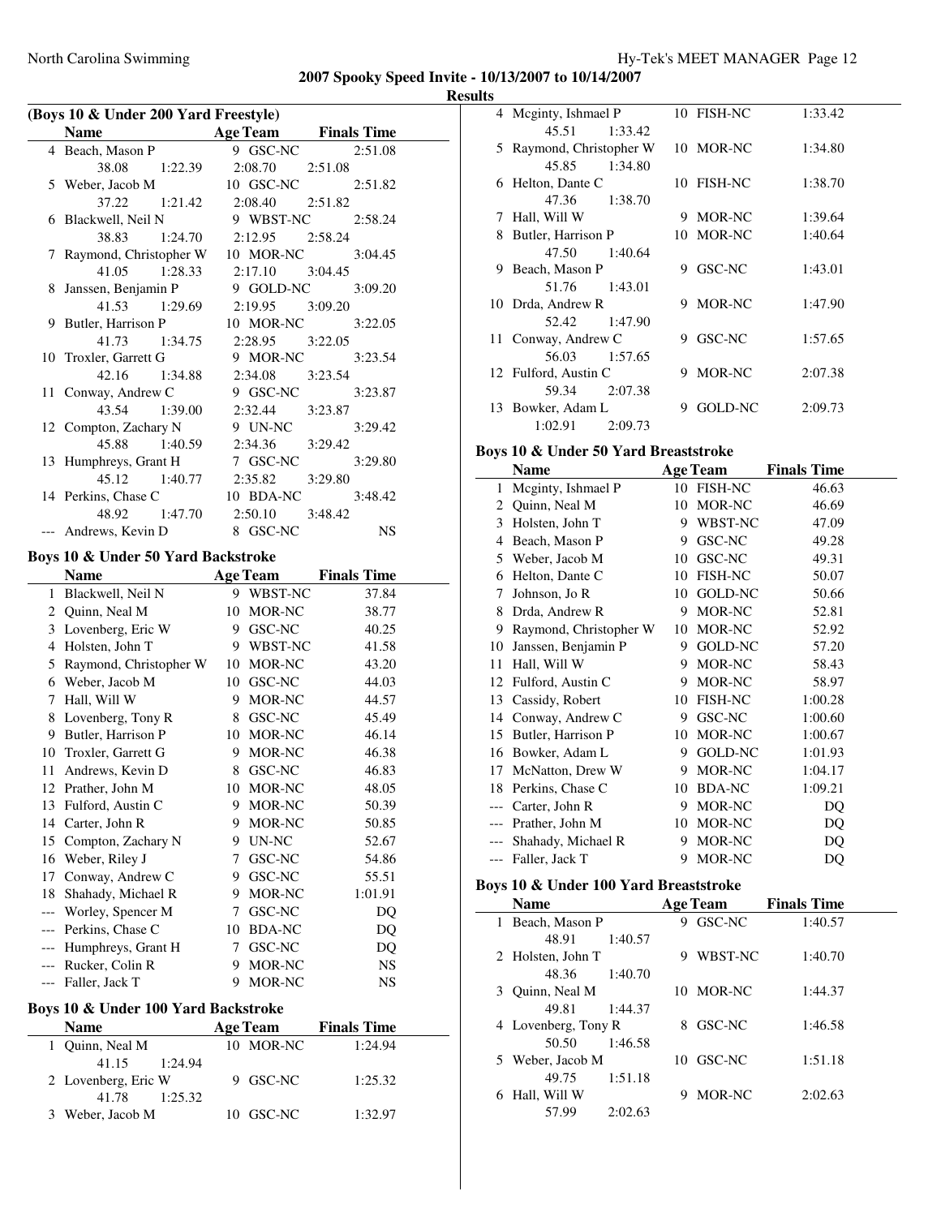**2007 Spooky Speed Invite - 10/13/2007 to 10/14/2007**

**Results**

### (Boys 10 & Under 200 Yard Freestyle)

| | Name | Age | Team | Finals Time |
|---|---|---|---|---|
| 4 | Beach, Mason P | 9 | GSC-NC | 2:51.08 |
| | 38.08 1:22.39 2:08.70 2:51.08 | | | |
| 5 | Weber, Jacob M | 10 | GSC-NC | 2:51.82 |
| | 37.22 1:21.42 2:08.40 2:51.82 | | | |
| 6 | Blackwell, Neil N | 9 | WBST-NC | 2:58.24 |
| | 38.83 1:24.70 2:12.95 2:58.24 | | | |
| 7 | Raymond, Christopher W | 10 | MOR-NC | 3:04.45 |
| | 41.05 1:28.33 2:17.10 3:04.45 | | | |
| 8 | Janssen, Benjamin P | 9 | GOLD-NC | 3:09.20 |
| | 41.53 1:29.69 2:19.95 3:09.20 | | | |
| 9 | Butler, Harrison P | 10 | MOR-NC | 3:22.05 |
| | 41.73 1:34.75 2:28.95 3:22.05 | | | |
| 10 | Troxler, Garrett G | 9 | MOR-NC | 3:23.54 |
| | 42.16 1:34.88 2:34.08 3:23.54 | | | |
| 11 | Conway, Andrew C | 9 | GSC-NC | 3:23.87 |
| | 43.54 1:39.00 2:32.44 3:23.87 | | | |
| 12 | Compton, Zachary N | 9 | UN-NC | 3:29.42 |
| | 45.88 1:40.59 2:34.36 3:29.42 | | | |
| 13 | Humphreys, Grant H | 7 | GSC-NC | 3:29.80 |
| | 45.12 1:40.77 2:35.82 3:29.80 | | | |
| 14 | Perkins, Chase C | 10 | BDA-NC | 3:48.42 |
| | 48.92 1:47.70 2:50.10 3:48.42 | | | |
| --- | Andrews, Kevin D | 8 | GSC-NC | NS |

### Boys 10 & Under 50 Yard Backstroke

| | Name | Age | Team | Finals Time |
|---|---|---|---|---|
| 1 | Blackwell, Neil N | 9 | WBST-NC | 37.84 |
| 2 | Quinn, Neal M | 10 | MOR-NC | 38.77 |
| 3 | Lovenberg, Eric W | 9 | GSC-NC | 40.25 |
| 4 | Holsten, John T | 9 | WBST-NC | 41.58 |
| 5 | Raymond, Christopher W | 10 | MOR-NC | 43.20 |
| 6 | Weber, Jacob M | 10 | GSC-NC | 44.03 |
| 7 | Hall, Will W | 9 | MOR-NC | 44.57 |
| 8 | Lovenberg, Tony R | 8 | GSC-NC | 45.49 |
| 9 | Butler, Harrison P | 10 | MOR-NC | 46.14 |
| 10 | Troxler, Garrett G | 9 | MOR-NC | 46.38 |
| 11 | Andrews, Kevin D | 8 | GSC-NC | 46.83 |
| 12 | Prather, John M | 10 | MOR-NC | 48.05 |
| 13 | Fulford, Austin C | 9 | MOR-NC | 50.39 |
| 14 | Carter, John R | 9 | MOR-NC | 50.85 |
| 15 | Compton, Zachary N | 9 | UN-NC | 52.67 |
| 16 | Weber, Riley J | 7 | GSC-NC | 54.86 |
| 17 | Conway, Andrew C | 9 | GSC-NC | 55.51 |
| 18 | Shahady, Michael R | 9 | MOR-NC | 1:01.91 |
| --- | Worley, Spencer M | 7 | GSC-NC | DQ |
| --- | Perkins, Chase C | 10 | BDA-NC | DQ |
| --- | Humphreys, Grant H | 7 | GSC-NC | DQ |
| --- | Rucker, Colin R | 9 | MOR-NC | NS |
| --- | Faller, Jack T | 9 | MOR-NC | NS |

### Boys 10 & Under 100 Yard Backstroke

| | Name | Age | Team | Finals Time |
|---|---|---|---|---|
| 1 | Quinn, Neal M | 10 | MOR-NC | 1:24.94 |
| | 41.15 1:24.94 | | | |
| 2 | Lovenberg, Eric W | 9 | GSC-NC | 1:25.32 |
| | 41.78 1:25.32 | | | |
| 3 | Weber, Jacob M | 10 | GSC-NC | 1:32.97 |
| 4 | Mcginty, Ishmael P | 10 | FISH-NC | 1:33.42 |
| | 45.51 1:33.42 | | | |
| 5 | Raymond, Christopher W | 10 | MOR-NC | 1:34.80 |
| | 45.85 1:34.80 | | | |
| 6 | Helton, Dante C | 10 | FISH-NC | 1:38.70 |
| | 47.36 1:38.70 | | | |
| 7 | Hall, Will W | 9 | MOR-NC | 1:39.64 |
| 8 | Butler, Harrison P | 10 | MOR-NC | 1:40.64 |
| | 47.50 1:40.64 | | | |
| 9 | Beach, Mason P | 9 | GSC-NC | 1:43.01 |
| | 51.76 1:43.01 | | | |
| 10 | Drda, Andrew R | 9 | MOR-NC | 1:47.90 |
| | 52.42 1:47.90 | | | |
| 11 | Conway, Andrew C | 9 | GSC-NC | 1:57.65 |
| | 56.03 1:57.65 | | | |
| 12 | Fulford, Austin C | 9 | MOR-NC | 2:07.38 |
| | 59.34 2:07.38 | | | |
| 13 | Bowker, Adam L | 9 | GOLD-NC | 2:09.73 |
| | 1:02.91 2:09.73 | | | |

### Boys 10 & Under 50 Yard Breaststroke

| | Name | Age | Team | Finals Time |
|---|---|---|---|---|
| 1 | Mcginty, Ishmael P | 10 | FISH-NC | 46.63 |
| 2 | Quinn, Neal M | 10 | MOR-NC | 46.69 |
| 3 | Holsten, John T | 9 | WBST-NC | 47.09 |
| 4 | Beach, Mason P | 9 | GSC-NC | 49.28 |
| 5 | Weber, Jacob M | 10 | GSC-NC | 49.31 |
| 6 | Helton, Dante C | 10 | FISH-NC | 50.07 |
| 7 | Johnson, Jo R | 10 | GOLD-NC | 50.66 |
| 8 | Drda, Andrew R | 9 | MOR-NC | 52.81 |
| 9 | Raymond, Christopher W | 10 | MOR-NC | 52.92 |
| 10 | Janssen, Benjamin P | 9 | GOLD-NC | 57.20 |
| 11 | Hall, Will W | 9 | MOR-NC | 58.43 |
| 12 | Fulford, Austin C | 9 | MOR-NC | 58.97 |
| 13 | Cassidy, Robert | 10 | FISH-NC | 1:00.28 |
| 14 | Conway, Andrew C | 9 | GSC-NC | 1:00.60 |
| 15 | Butler, Harrison P | 10 | MOR-NC | 1:00.67 |
| 16 | Bowker, Adam L | 9 | GOLD-NC | 1:01.93 |
| 17 | McNatton, Drew W | 9 | MOR-NC | 1:04.17 |
| 18 | Perkins, Chase C | 10 | BDA-NC | 1:09.21 |
| --- | Carter, John R | 9 | MOR-NC | DQ |
| --- | Prather, John M | 10 | MOR-NC | DQ |
| --- | Shahady, Michael R | 9 | MOR-NC | DQ |
| --- | Faller, Jack T | 9 | MOR-NC | DQ |

### Boys 10 & Under 100 Yard Breaststroke

| | Name | Age | Team | Finals Time |
|---|---|---|---|---|
| 1 | Beach, Mason P | 9 | GSC-NC | 1:40.57 |
| | 48.91 1:40.57 | | | |
| 2 | Holsten, John T | 9 | WBST-NC | 1:40.70 |
| | 48.36 1:40.70 | | | |
| 3 | Quinn, Neal M | 10 | MOR-NC | 1:44.37 |
| | 49.81 1:44.37 | | | |
| 4 | Lovenberg, Tony R | 8 | GSC-NC | 1:46.58 |
| | 50.50 1:46.58 | | | |
| 5 | Weber, Jacob M | 10 | GSC-NC | 1:51.18 |
| | 49.75 1:51.18 | | | |
| 6 | Hall, Will W | 9 | MOR-NC | 2:02.63 |
| | 57.99 2:02.63 | | | |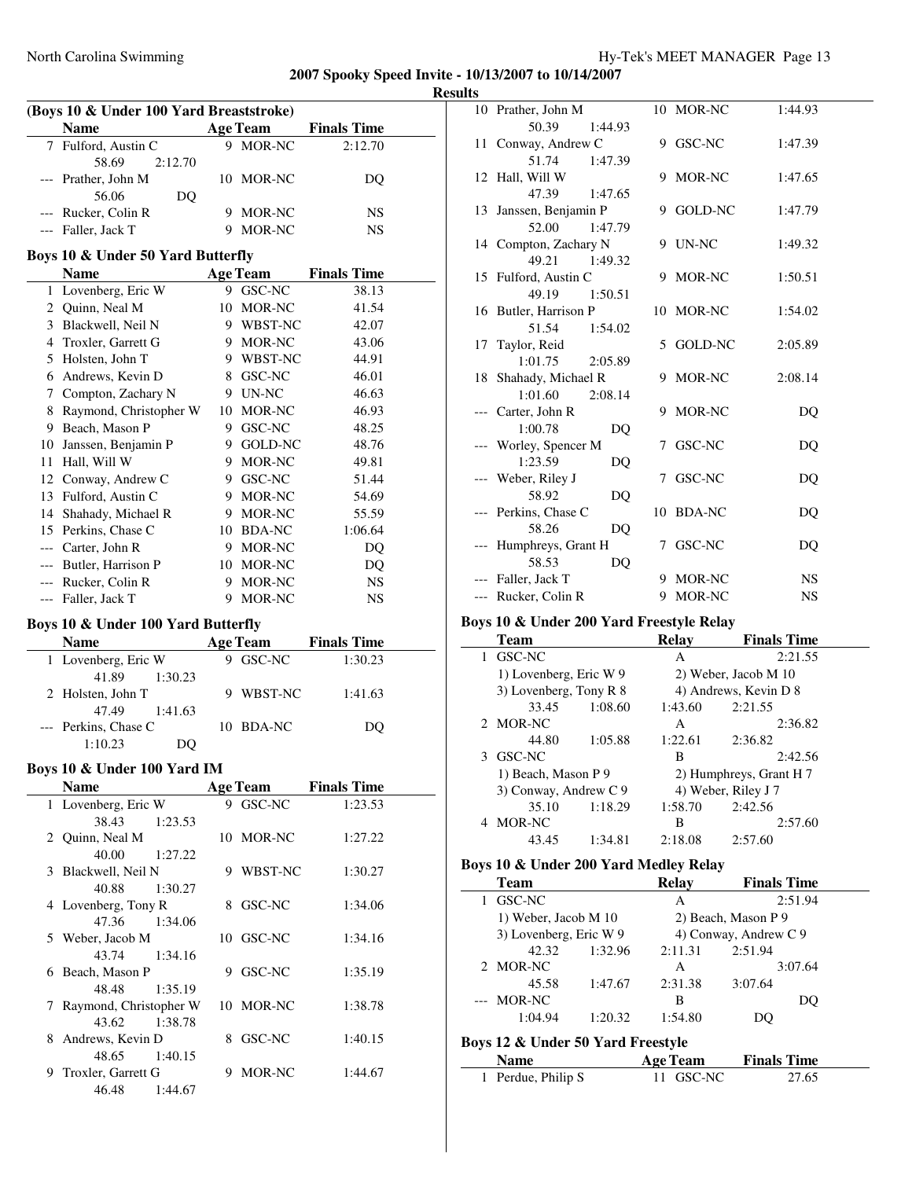**2007 Spooky Speed Invite - 10/13/2007 to 10/14/2007**

**Results**

### (Boys 10 & Under 100 Yard Breaststroke)

| | Name | Age | Team | Finals Time |
|---|---|---|---|---|
| 7 | Fulford, Austin C | 9 | MOR-NC | 2:12.70 |
| | 58.69 2:12.70 | | | |
| --- | Prather, John M | 10 | MOR-NC | DQ |
| | 56.06 DQ | | | |
| --- | Rucker, Colin R | 9 | MOR-NC | NS |
| --- | Faller, Jack T | 9 | MOR-NC | NS |

### Boys 10 & Under 50 Yard Butterfly

| | Name | Age | Team | Finals Time |
|---|---|---|---|---|
| 1 | Lovenberg, Eric W | 9 | GSC-NC | 38.13 |
| 2 | Quinn, Neal M | 10 | MOR-NC | 41.54 |
| 3 | Blackwell, Neil N | 9 | WBST-NC | 42.07 |
| 4 | Troxler, Garrett G | 9 | MOR-NC | 43.06 |
| 5 | Holsten, John T | 9 | WBST-NC | 44.91 |
| 6 | Andrews, Kevin D | 8 | GSC-NC | 46.01 |
| 7 | Compton, Zachary N | 9 | UN-NC | 46.63 |
| 8 | Raymond, Christopher W | 10 | MOR-NC | 46.93 |
| 9 | Beach, Mason P | 9 | GSC-NC | 48.25 |
| 10 | Janssen, Benjamin P | 9 | GOLD-NC | 48.76 |
| 11 | Hall, Will W | 9 | MOR-NC | 49.81 |
| 12 | Conway, Andrew C | 9 | GSC-NC | 51.44 |
| 13 | Fulford, Austin C | 9 | MOR-NC | 54.69 |
| 14 | Shahady, Michael R | 9 | MOR-NC | 55.59 |
| 15 | Perkins, Chase C | 10 | BDA-NC | 1:06.64 |
| --- | Carter, John R | 9 | MOR-NC | DQ |
| --- | Butler, Harrison P | 10 | MOR-NC | DQ |
| --- | Rucker, Colin R | 9 | MOR-NC | NS |
| --- | Faller, Jack T | 9 | MOR-NC | NS |

### Boys 10 & Under 100 Yard Butterfly

| | Name | Age | Team | Finals Time |
|---|---|---|---|---|
| 1 | Lovenberg, Eric W | 9 | GSC-NC | 1:30.23 |
| | 41.89 1:30.23 | | | |
| 2 | Holsten, John T | 9 | WBST-NC | 1:41.63 |
| | 47.49 1:41.63 | | | |
| --- | Perkins, Chase C | 10 | BDA-NC | DQ |
| | 1:10.23 DQ | | | |

### Boys 10 & Under 100 Yard IM

| | Name | Age | Team | Finals Time |
|---|---|---|---|---|
| 1 | Lovenberg, Eric W | 9 | GSC-NC | 1:23.53 |
| | 38.43 1:23.53 | | | |
| 2 | Quinn, Neal M | 10 | MOR-NC | 1:27.22 |
| | 40.00 1:27.22 | | | |
| 3 | Blackwell, Neil N | 9 | WBST-NC | 1:30.27 |
| | 40.88 1:30.27 | | | |
| 4 | Lovenberg, Tony R | 8 | GSC-NC | 1:34.06 |
| | 47.36 1:34.06 | | | |
| 5 | Weber, Jacob M | 10 | GSC-NC | 1:34.16 |
| | 43.74 1:34.16 | | | |
| 6 | Beach, Mason P | 9 | GSC-NC | 1:35.19 |
| | 48.48 1:35.19 | | | |
| 7 | Raymond, Christopher W | 10 | MOR-NC | 1:38.78 |
| | 43.62 1:38.78 | | | |
| 8 | Andrews, Kevin D | 8 | GSC-NC | 1:40.15 |
| | 48.65 1:40.15 | | | |
| 9 | Troxler, Garrett G | 9 | MOR-NC | 1:44.67 |
| | 46.48 1:44.67 | | | |
| 10 | Prather, John M | 10 | MOR-NC | 1:44.93 |
| | 50.39 1:44.93 | | | |
| 11 | Conway, Andrew C | 9 | GSC-NC | 1:47.39 |
| | 51.74 1:47.39 | | | |
| 12 | Hall, Will W | 9 | MOR-NC | 1:47.65 |
| | 47.39 1:47.65 | | | |
| 13 | Janssen, Benjamin P | 9 | GOLD-NC | 1:47.79 |
| | 52.00 1:47.79 | | | |
| 14 | Compton, Zachary N | 9 | UN-NC | 1:49.32 |
| | 49.21 1:49.32 | | | |
| 15 | Fulford, Austin C | 9 | MOR-NC | 1:50.51 |
| | 49.19 1:50.51 | | | |
| 16 | Butler, Harrison P | 10 | MOR-NC | 1:54.02 |
| | 51.54 1:54.02 | | | |
| 17 | Taylor, Reid | 5 | GOLD-NC | 2:05.89 |
| | 1:01.75 2:05.89 | | | |
| 18 | Shahady, Michael R | 9 | MOR-NC | 2:08.14 |
| | 1:01.60 2:08.14 | | | |
| --- | Carter, John R | 9 | MOR-NC | DQ |
| | 1:00.78 DQ | | | |
| --- | Worley, Spencer M | 7 | GSC-NC | DQ |
| | 1:23.59 DQ | | | |
| --- | Weber, Riley J | 7 | GSC-NC | DQ |
| | 58.92 DQ | | | |
| --- | Perkins, Chase C | 10 | BDA-NC | DQ |
| | 58.26 DQ | | | |
| --- | Humphreys, Grant H | 7 | GSC-NC | DQ |
| | 58.53 DQ | | | |
| --- | Faller, Jack T | 9 | MOR-NC | NS |
| --- | Rucker, Colin R | 9 | MOR-NC | NS |

### Boys 10 & Under 200 Yard Freestyle Relay

| | Team | Relay | Finals Time |
|---|---|---|---|
| 1 | GSC-NC | A | 2:21.55 |
| | 1) Lovenberg, Eric W 9 | 2) Weber, Jacob M 10 | |
| | 3) Lovenberg, Tony R 8 | 4) Andrews, Kevin D 8 | |
| | 33.45 1:08.60 | 1:43.60 | 2:21.55 |
| 2 | MOR-NC | A | 2:36.82 |
| | 44.80 1:05.88 | 1:22.61 | 2:36.82 |
| 3 | GSC-NC | B | 2:42.56 |
| | 1) Beach, Mason P 9 | 2) Humphreys, Grant H 7 | |
| | 3) Conway, Andrew C 9 | 4) Weber, Riley J 7 | |
| | 35.10 1:18.29 | 1:58.70 | 2:42.56 |
| 4 | MOR-NC | B | 2:57.60 |
| | 43.45 1:34.81 | 2:18.08 | 2:57.60 |

### Boys 10 & Under 200 Yard Medley Relay

| | Team | Relay | Finals Time |
|---|---|---|---|
| 1 | GSC-NC | A | 2:51.94 |
| | 1) Weber, Jacob M 10 | 2) Beach, Mason P 9 | |
| | 3) Lovenberg, Eric W 9 | 4) Conway, Andrew C 9 | |
| | 42.32 1:32.96 | 2:11.31 | 2:51.94 |
| 2 | MOR-NC | A | 3:07.64 |
| | 45.58 1:47.67 | 2:31.38 | 3:07.64 |
| --- | MOR-NC | B | DQ |
| | 1:04.94 1:20.32 | 1:54.80 | DQ |

### Boys 12 & Under 50 Yard Freestyle

| | Name | Age | Team | Finals Time |
|---|---|---|---|---|
| 1 | Perdue, Philip S | 11 | GSC-NC | 27.65 |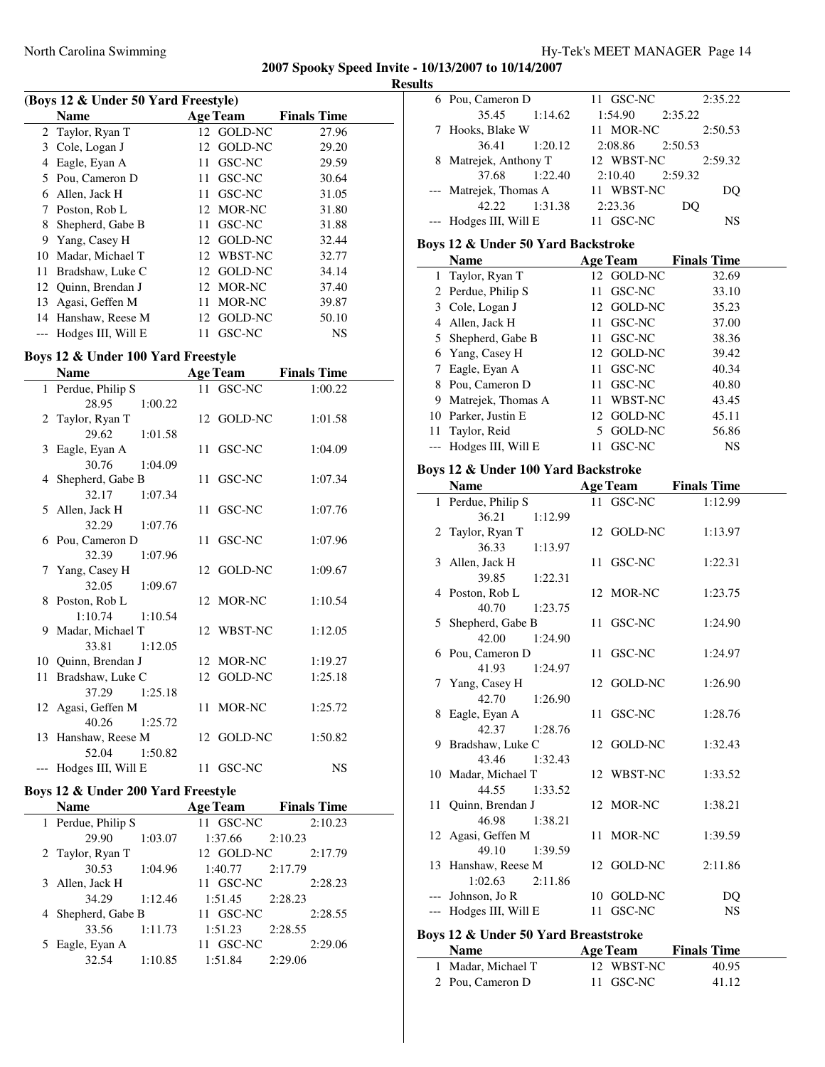**2007 Spooky Speed Invite - 10/13/2007 to 10/14/2007**

**Results**

### (Boys 12 & Under 50 Yard Freestyle)

| | Name | Age | Team | Finals Time |
|---|---|---|---|---|
| 2 | Taylor, Ryan T | 12 | GOLD-NC | 27.96 |
| 3 | Cole, Logan J | 12 | GOLD-NC | 29.20 |
| 4 | Eagle, Eyan A | 11 | GSC-NC | 29.59 |
| 5 | Pou, Cameron D | 11 | GSC-NC | 30.64 |
| 6 | Allen, Jack H | 11 | GSC-NC | 31.05 |
| 7 | Poston, Rob L | 12 | MOR-NC | 31.80 |
| 8 | Shepherd, Gabe B | 11 | GSC-NC | 31.88 |
| 9 | Yang, Casey H | 12 | GOLD-NC | 32.44 |
| 10 | Madar, Michael T | 12 | WBST-NC | 32.77 |
| 11 | Bradshaw, Luke C | 12 | GOLD-NC | 34.14 |
| 12 | Quinn, Brendan J | 12 | MOR-NC | 37.40 |
| 13 | Agasi, Geffen M | 11 | MOR-NC | 39.87 |
| 14 | Hanshaw, Reese M | 12 | GOLD-NC | 50.10 |
| --- | Hodges III, Will E | 11 | GSC-NC | NS |

### Boys 12 & Under 100 Yard Freestyle

| | Name | Age | Team | Finals Time |
|---|---|---|---|---|
| 1 | Perdue, Philip S | 11 | GSC-NC | 1:00.22 |
| | 28.95 1:00.22 | | | |
| 2 | Taylor, Ryan T | 12 | GOLD-NC | 1:01.58 |
| | 29.62 1:01.58 | | | |
| 3 | Eagle, Eyan A | 11 | GSC-NC | 1:04.09 |
| | 30.76 1:04.09 | | | |
| 4 | Shepherd, Gabe B | 11 | GSC-NC | 1:07.34 |
| | 32.17 1:07.34 | | | |
| 5 | Allen, Jack H | 11 | GSC-NC | 1:07.76 |
| | 32.29 1:07.76 | | | |
| 6 | Pou, Cameron D | 11 | GSC-NC | 1:07.96 |
| | 32.39 1:07.96 | | | |
| 7 | Yang, Casey H | 12 | GOLD-NC | 1:09.67 |
| | 32.05 1:09.67 | | | |
| 8 | Poston, Rob L | 12 | MOR-NC | 1:10.54 |
| | 1:10.74 1:10.54 | | | |
| 9 | Madar, Michael T | 12 | WBST-NC | 1:12.05 |
| | 33.81 1:12.05 | | | |
| 10 | Quinn, Brendan J | 12 | MOR-NC | 1:19.27 |
| 11 | Bradshaw, Luke C | 12 | GOLD-NC | 1:25.18 |
| | 37.29 1:25.18 | | | |
| 12 | Agasi, Geffen M | 11 | MOR-NC | 1:25.72 |
| | 40.26 1:25.72 | | | |
| 13 | Hanshaw, Reese M | 12 | GOLD-NC | 1:50.82 |
| | 52.04 1:50.82 | | | |
| --- | Hodges III, Will E | 11 | GSC-NC | NS |

### Boys 12 & Under 200 Yard Freestyle

| | Name | Age | Team | Finals Time |
|---|---|---|---|---|
| 1 | Perdue, Philip S | 11 | GSC-NC | 2:10.23 |
| | 29.90 1:03.07 1:37.66 2:10.23 | | | |
| 2 | Taylor, Ryan T | 12 | GOLD-NC | 2:17.79 |
| | 30.53 1:04.96 1:40.77 2:17.79 | | | |
| 3 | Allen, Jack H | 11 | GSC-NC | 2:28.23 |
| | 34.29 1:12.46 1:51.45 2:28.23 | | | |
| 4 | Shepherd, Gabe B | 11 | GSC-NC | 2:28.55 |
| | 33.56 1:11.73 1:51.23 2:28.55 | | | |
| 5 | Eagle, Eyan A | 11 | GSC-NC | 2:29.06 |
| | 32.54 1:10.85 1:51.84 2:29.06 | | | |
| 6 | Pou, Cameron D | 11 | GSC-NC | 2:35.22 |
| | 35.45 1:14.62 1:54.90 2:35.22 | | | |
| 7 | Hooks, Blake W | 11 | MOR-NC | 2:50.53 |
| | 36.41 1:20.12 2:08.86 2:50.53 | | | |
| 8 | Matrejek, Anthony T | 12 | WBST-NC | 2:59.32 |
| | 37.68 1:22.40 2:10.40 2:59.32 | | | |
| --- | Matrejek, Thomas A | 11 | WBST-NC | DQ |
| | 42.22 1:31.38 2:23.36 DQ | | | |
| --- | Hodges III, Will E | 11 | GSC-NC | NS |

### Boys 12 & Under 50 Yard Backstroke

| | Name | Age | Team | Finals Time |
|---|---|---|---|---|
| 1 | Taylor, Ryan T | 12 | GOLD-NC | 32.69 |
| 2 | Perdue, Philip S | 11 | GSC-NC | 33.10 |
| 3 | Cole, Logan J | 12 | GOLD-NC | 35.23 |
| 4 | Allen, Jack H | 11 | GSC-NC | 37.00 |
| 5 | Shepherd, Gabe B | 11 | GSC-NC | 38.36 |
| 6 | Yang, Casey H | 12 | GOLD-NC | 39.42 |
| 7 | Eagle, Eyan A | 11 | GSC-NC | 40.34 |
| 8 | Pou, Cameron D | 11 | GSC-NC | 40.80 |
| 9 | Matrejek, Thomas A | 11 | WBST-NC | 43.45 |
| 10 | Parker, Justin E | 12 | GOLD-NC | 45.11 |
| 11 | Taylor, Reid | 5 | GOLD-NC | 56.86 |
| --- | Hodges III, Will E | 11 | GSC-NC | NS |

### Boys 12 & Under 100 Yard Backstroke

| | Name | Age | Team | Finals Time |
|---|---|---|---|---|
| 1 | Perdue, Philip S | 11 | GSC-NC | 1:12.99 |
| | 36.21 1:12.99 | | | |
| 2 | Taylor, Ryan T | 12 | GOLD-NC | 1:13.97 |
| | 36.33 1:13.97 | | | |
| 3 | Allen, Jack H | 11 | GSC-NC | 1:22.31 |
| | 39.85 1:22.31 | | | |
| 4 | Poston, Rob L | 12 | MOR-NC | 1:23.75 |
| | 40.70 1:23.75 | | | |
| 5 | Shepherd, Gabe B | 11 | GSC-NC | 1:24.90 |
| | 42.00 1:24.90 | | | |
| 6 | Pou, Cameron D | 11 | GSC-NC | 1:24.97 |
| | 41.93 1:24.97 | | | |
| 7 | Yang, Casey H | 12 | GOLD-NC | 1:26.90 |
| | 42.70 1:26.90 | | | |
| 8 | Eagle, Eyan A | 11 | GSC-NC | 1:28.76 |
| | 42.37 1:28.76 | | | |
| 9 | Bradshaw, Luke C | 12 | GOLD-NC | 1:32.43 |
| | 43.46 1:32.43 | | | |
| 10 | Madar, Michael T | 12 | WBST-NC | 1:33.52 |
| | 44.55 1:33.52 | | | |
| 11 | Quinn, Brendan J | 12 | MOR-NC | 1:38.21 |
| | 46.98 1:38.21 | | | |
| 12 | Agasi, Geffen M | 11 | MOR-NC | 1:39.59 |
| | 49.10 1:39.59 | | | |
| 13 | Hanshaw, Reese M | 12 | GOLD-NC | 2:11.86 |
| | 1:02.63 2:11.86 | | | |
| --- | Johnson, Jo R | 10 | GOLD-NC | DQ |
| --- | Hodges III, Will E | 11 | GSC-NC | NS |

### Boys 12 & Under 50 Yard Breaststroke

| | Name | Age | Team | Finals Time |
|---|---|---|---|---|
| 1 | Madar, Michael T | 12 | WBST-NC | 40.95 |
| 2 | Pou, Cameron D | 11 | GSC-NC | 41.12 |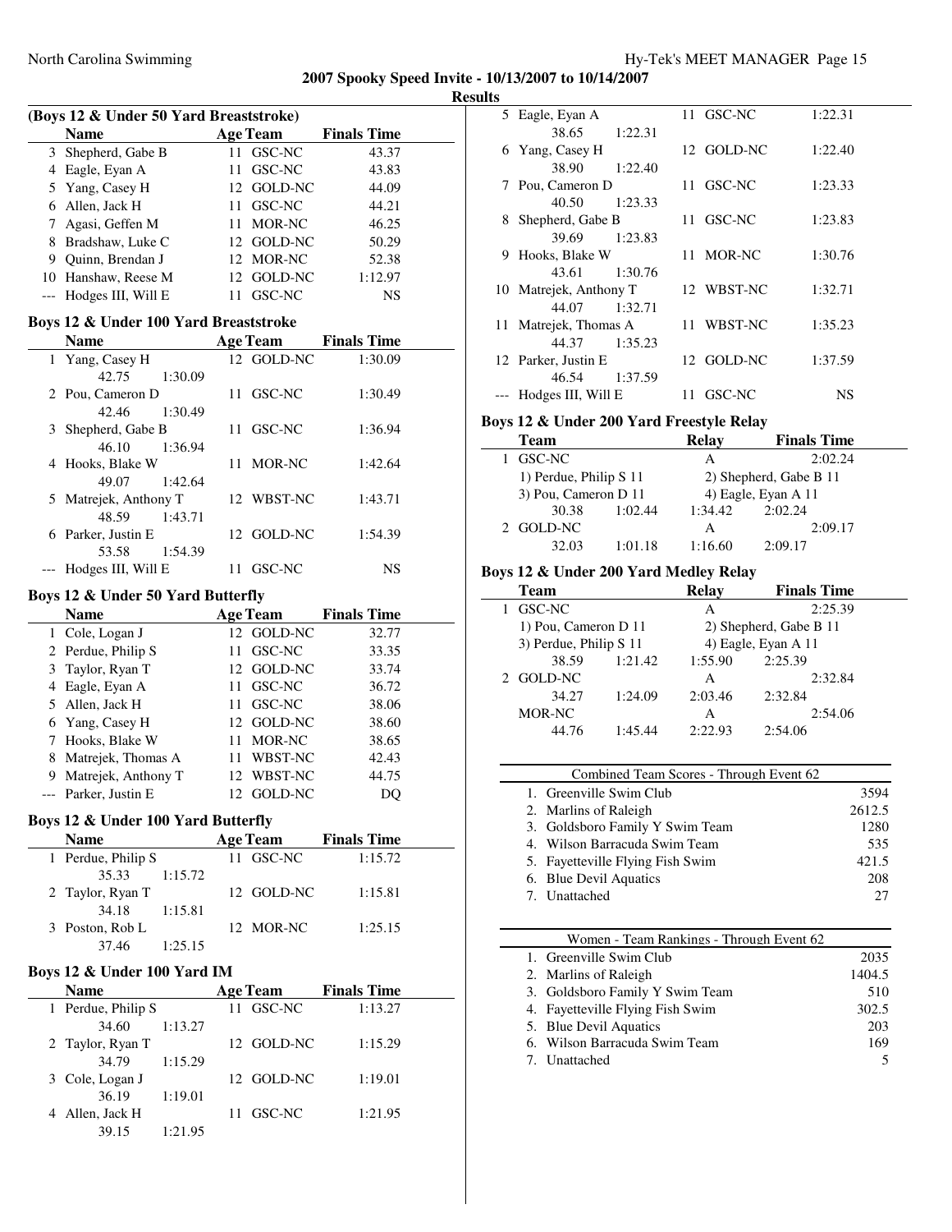**2007 Spooky Speed Invite - 10/13/2007 to 10/14/2007**

**Results**

### (Boys 12 & Under 50 Yard Breaststroke)

| | Name | Age | Team | Finals Time |
|---|---|---|---|---|
| 3 | Shepherd, Gabe B | 11 | GSC-NC | 43.37 |
| 4 | Eagle, Eyan A | 11 | GSC-NC | 43.83 |
| 5 | Yang, Casey H | 12 | GOLD-NC | 44.09 |
| 6 | Allen, Jack H | 11 | GSC-NC | 44.21 |
| 7 | Agasi, Geffen M | 11 | MOR-NC | 46.25 |
| 8 | Bradshaw, Luke C | 12 | GOLD-NC | 50.29 |
| 9 | Quinn, Brendan J | 12 | MOR-NC | 52.38 |
| 10 | Hanshaw, Reese M | 12 | GOLD-NC | 1:12.97 |
| --- | Hodges III, Will E | 11 | GSC-NC | NS |

### Boys 12 & Under 100 Yard Breaststroke

| | Name | Age | Team | Finals Time |
|---|---|---|---|---|
| 1 | Yang, Casey H | 12 | GOLD-NC | 1:30.09 |
| | 42.75 1:30.09 | | | |
| 2 | Pou, Cameron D | 11 | GSC-NC | 1:30.49 |
| | 42.46 1:30.49 | | | |
| 3 | Shepherd, Gabe B | 11 | GSC-NC | 1:36.94 |
| | 46.10 1:36.94 | | | |
| 4 | Hooks, Blake W | 11 | MOR-NC | 1:42.64 |
| | 49.07 1:42.64 | | | |
| 5 | Matrejek, Anthony T | 12 | WBST-NC | 1:43.71 |
| | 48.59 1:43.71 | | | |
| 6 | Parker, Justin E | 12 | GOLD-NC | 1:54.39 |
| | 53.58 1:54.39 | | | |
| --- | Hodges III, Will E | 11 | GSC-NC | NS |

### Boys 12 & Under 50 Yard Butterfly

| | Name | Age | Team | Finals Time |
|---|---|---|---|---|
| 1 | Cole, Logan J | 12 | GOLD-NC | 32.77 |
| 2 | Perdue, Philip S | 11 | GSC-NC | 33.35 |
| 3 | Taylor, Ryan T | 12 | GOLD-NC | 33.74 |
| 4 | Eagle, Eyan A | 11 | GSC-NC | 36.72 |
| 5 | Allen, Jack H | 11 | GSC-NC | 38.06 |
| 6 | Yang, Casey H | 12 | GOLD-NC | 38.60 |
| 7 | Hooks, Blake W | 11 | MOR-NC | 38.65 |
| 8 | Matrejek, Thomas A | 11 | WBST-NC | 42.43 |
| 9 | Matrejek, Anthony T | 12 | WBST-NC | 44.75 |
| --- | Parker, Justin E | 12 | GOLD-NC | DQ |

### Boys 12 & Under 100 Yard Butterfly

| | Name | Age | Team | Finals Time |
|---|---|---|---|---|
| 1 | Perdue, Philip S | 11 | GSC-NC | 1:15.72 |
| | 35.33 1:15.72 | | | |
| 2 | Taylor, Ryan T | 12 | GOLD-NC | 1:15.81 |
| | 34.18 1:15.81 | | | |
| 3 | Poston, Rob L | 12 | MOR-NC | 1:25.15 |
| | 37.46 1:25.15 | | | |

### Boys 12 & Under 100 Yard IM

| | Name | Age | Team | Finals Time |
|---|---|---|---|---|
| 1 | Perdue, Philip S | 11 | GSC-NC | 1:13.27 |
| | 34.60 1:13.27 | | | |
| 2 | Taylor, Ryan T | 12 | GOLD-NC | 1:15.29 |
| | 34.79 1:15.29 | | | |
| 3 | Cole, Logan J | 12 | GOLD-NC | 1:19.01 |
| | 36.19 1:19.01 | | | |
| 4 | Allen, Jack H | 11 | GSC-NC | 1:21.95 |
| | 39.15 1:21.95 | | | |
| 5 | Eagle, Eyan A | 11 | GSC-NC | 1:22.31 |
| | 38.65 1:22.31 | | | |
| 6 | Yang, Casey H | 12 | GOLD-NC | 1:22.40 |
| | 38.90 1:22.40 | | | |
| 7 | Pou, Cameron D | 11 | GSC-NC | 1:23.33 |
| | 40.50 1:23.33 | | | |
| 8 | Shepherd, Gabe B | 11 | GSC-NC | 1:23.83 |
| | 39.69 1:23.83 | | | |
| 9 | Hooks, Blake W | 11 | MOR-NC | 1:30.76 |
| | 43.61 1:30.76 | | | |
| 10 | Matrejek, Anthony T | 12 | WBST-NC | 1:32.71 |
| | 44.07 1:32.71 | | | |
| 11 | Matrejek, Thomas A | 11 | WBST-NC | 1:35.23 |
| | 44.37 1:35.23 | | | |
| 12 | Parker, Justin E | 12 | GOLD-NC | 1:37.59 |
| | 46.54 1:37.59 | | | |
| --- | Hodges III, Will E | 11 | GSC-NC | NS |

### Boys 12 & Under 200 Yard Freestyle Relay

| | Team | Relay | Finals Time |
|---|---|---|---|
| 1 | GSC-NC | A | 2:02.24 |
| | 1) Perdue, Philip S 11 | 2) Shepherd, Gabe B 11 | |
| | 3) Pou, Cameron D 11 | 4) Eagle, Eyan A 11 | |
| | 30.38 1:02.44 | 1:34.42 2:02.24 | |
| 2 | GOLD-NC | A | 2:09.17 |
| | 32.03 1:01.18 | 1:16.60 2:09.17 | |

### Boys 12 & Under 200 Yard Medley Relay

| | Team | Relay | Finals Time |
|---|---|---|---|
| 1 | GSC-NC | A | 2:25.39 |
| | 1) Pou, Cameron D 11 | 2) Shepherd, Gabe B 11 | |
| | 3) Perdue, Philip S 11 | 4) Eagle, Eyan A 11 | |
| | 38.59 1:21.42 | 1:55.90 2:25.39 | |
| 2 | GOLD-NC | A | 2:32.84 |
| | 34.27 1:24.09 | 2:03.46 2:32.84 | |
| | MOR-NC | A | 2:54.06 |
| | 44.76 1:45.44 | 2:22.93 2:54.06 | |

**Combined Team Scores - Through Event 62**

| | Team | Points |
|---|---|---|
| 1. | Greenville Swim Club | 3594 |
| 2. | Marlins of Raleigh | 2612.5 |
| 3. | Goldsboro Family Y Swim Team | 1280 |
| 4. | Wilson Barracuda Swim Team | 535 |
| 5. | Fayetteville Flying Fish Swim | 421.5 |
| 6. | Blue Devil Aquatics | 208 |
| 7. | Unattached | 27 |

**Women - Team Rankings - Through Event 62**

| | Team | Points |
|---|---|---|
| 1. | Greenville Swim Club | 2035 |
| 2. | Marlins of Raleigh | 1404.5 |
| 3. | Goldsboro Family Y Swim Team | 510 |
| 4. | Fayetteville Flying Fish Swim | 302.5 |
| 5. | Blue Devil Aquatics | 203 |
| 6. | Wilson Barracuda Swim Team | 169 |
| 7. | Unattached | 5 |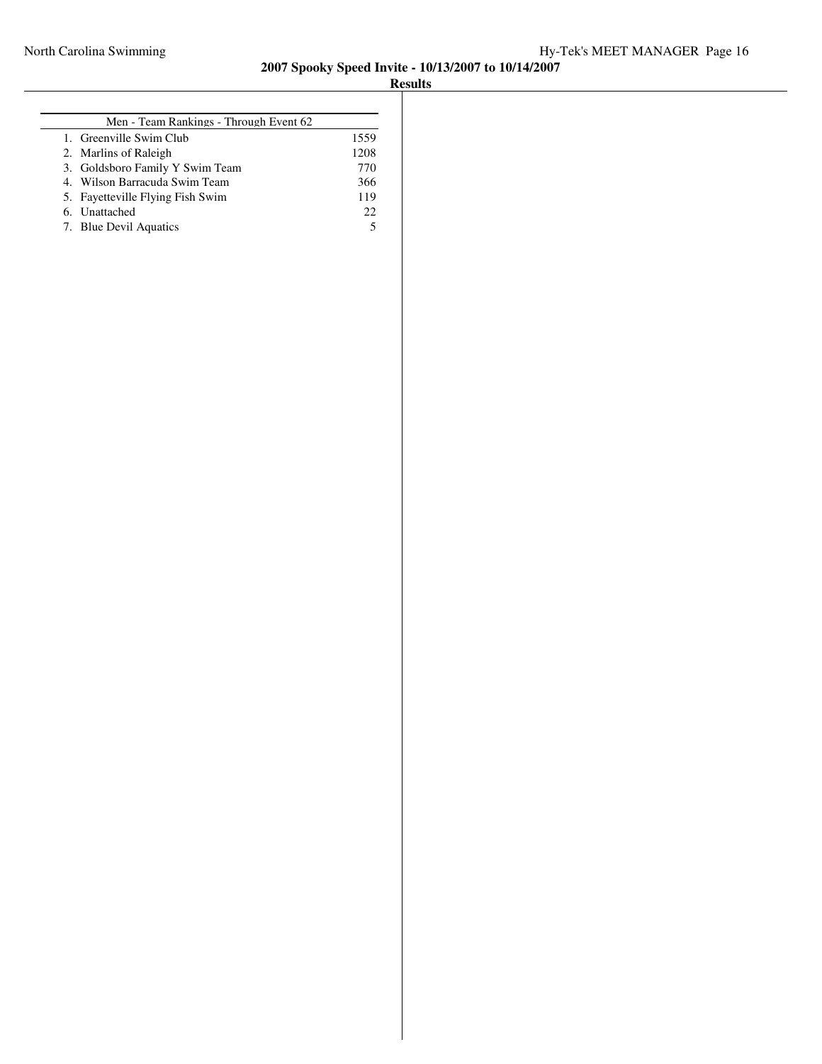## Men - Team Rankings - Through Event 62

| | | |
|---|---|---|
| 1. | Greenville Swim Club | 1559 |
| 2. | Marlins of Raleigh | 1208 |
| 3. | Goldsboro Family Y Swim Team | 770 |
| 4. | Wilson Barracuda Swim Team | 366 |
| 5. | Fayetteville Flying Fish Swim | 119 |
| 6. | Unattached | 22 |
| 7. | Blue Devil Aquatics | 5 |